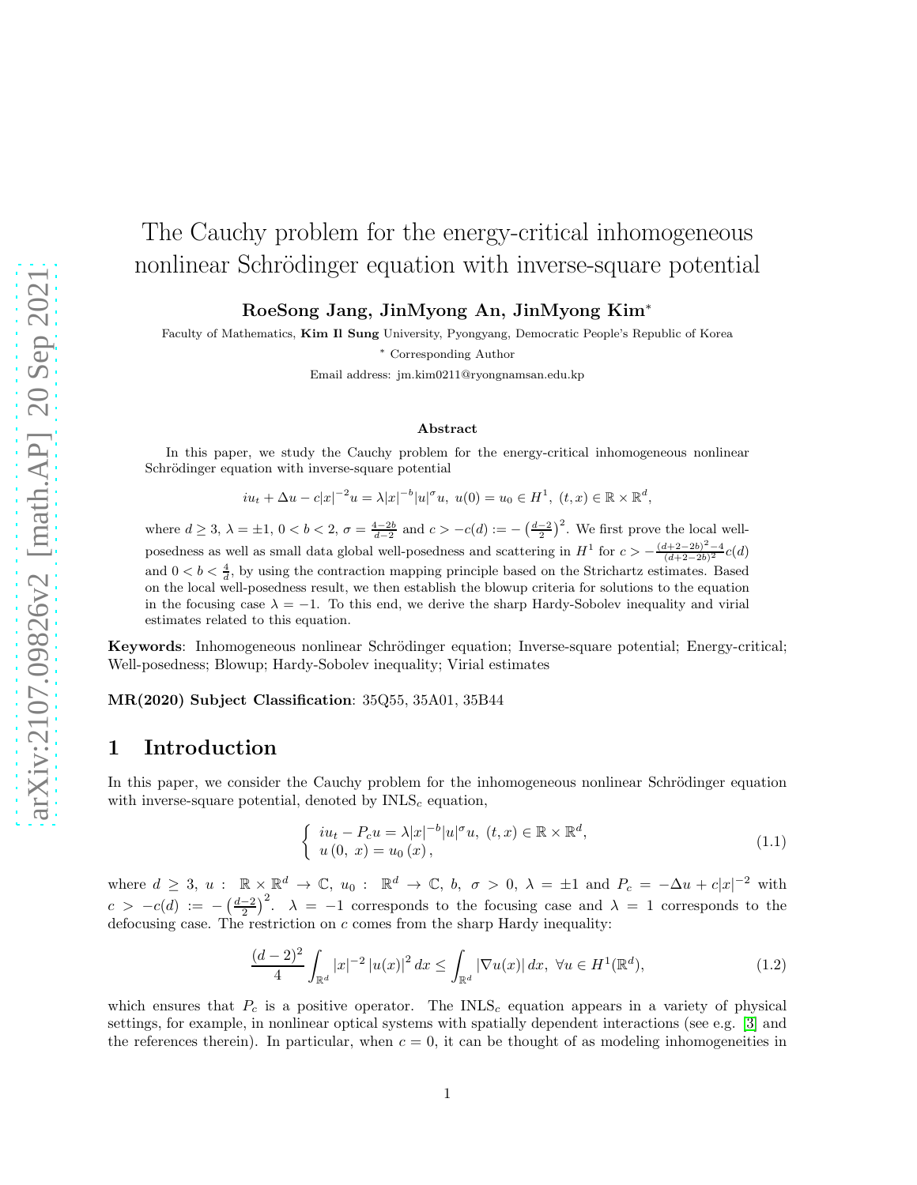# The Cauchy problem for the energy-critical inhomogeneous nonlinear Schrödinger equation with inverse-square potential

**RoeSong Jang, JinMyong An, JinMyong Kim***

Faculty of Mathematics, **Kim Il Sung** University, Pyongyang, Democratic People's Republic of Korea

* Corresponding Author

Email address: jm.kim0211@ryongnamsan.edu.kp

### Abstract

In this paper, we study the Cauchy problem for the energy-critical inhomogeneous nonlinear Schrödinger equation with inverse-square potential

$$iu_t + \Delta u - c|x|^{-2}u = \lambda|x|^{-b}|u|^{\sigma}u,\ u(0) = u_0 \in H^1,\ (t,x) \in \mathbb{R}\times\mathbb{R}^d,$$

where $d \geq 3$, $\lambda = \pm 1$, $0 < b < 2$, $\sigma = \frac{4-2b}{d-2}$ and $c > -c(d) := -\left(\frac{d-2}{2}\right)^2$. We first prove the local well-posedness as well as small data global well-posedness and scattering in $H^1$ for $c > -\frac{(d+2-2b)^2-4}{(d+2-2b)^2}c(d)$ and $0 < b < \frac{4}{d}$, by using the contraction mapping principle based on the Strichartz estimates. Based on the local well-posedness result, we then establish the blowup criteria for solutions to the equation in the focusing case $\lambda = -1$. To this end, we derive the sharp Hardy-Sobolev inequality and virial estimates related to this equation.

**Keywords**: Inhomogeneous nonlinear Schrödinger equation; Inverse-square potential; Energy-critical; Well-posedness; Blowup; Hardy-Sobolev inequality; Virial estimates

**MR(2020) Subject Classification**: 35Q55, 35A01, 35B44

## 1 Introduction

In this paper, we consider the Cauchy problem for the inhomogeneous nonlinear Schrödinger equation with inverse-square potential, denoted by INLS$_c$ equation,

$$\begin{cases} iu_t - P_c u = \lambda|x|^{-b}|u|^{\sigma}u,\ (t,x) \in \mathbb{R}\times\mathbb{R}^d, \\ u(0,\ x) = u_0(x), \end{cases} \tag{1.1}$$

where $d \geq 3$, $u:\ \mathbb{R}\times\mathbb{R}^d \to \mathbb{C}$, $u_0:\ \mathbb{R}^d \to \mathbb{C}$, $b,\ \sigma > 0$, $\lambda = \pm 1$ and $P_c = -\Delta u + c|x|^{-2}$ with $c > -c(d) := -\left(\frac{d-2}{2}\right)^2$. $\lambda = -1$ corresponds to the focusing case and $\lambda = 1$ corresponds to the defocusing case. The restriction on $c$ comes from the sharp Hardy inequality:

$$\frac{(d-2)^2}{4}\int_{\mathbb{R}^d}|x|^{-2}|u(x)|^2\,dx \leq \int_{\mathbb{R}^d}|\nabla u(x)|\,dx,\ \forall u \in H^1(\mathbb{R}^d), \tag{1.2}$$

which ensures that $P_c$ is a positive operator. The INLS$_c$ equation appears in a variety of physical settings, for example, in nonlinear optical systems with spatially dependent interactions (see e.g. [3] and the references therein). In particular, when $c = 0$, it can be thought of as modeling inhomogeneities in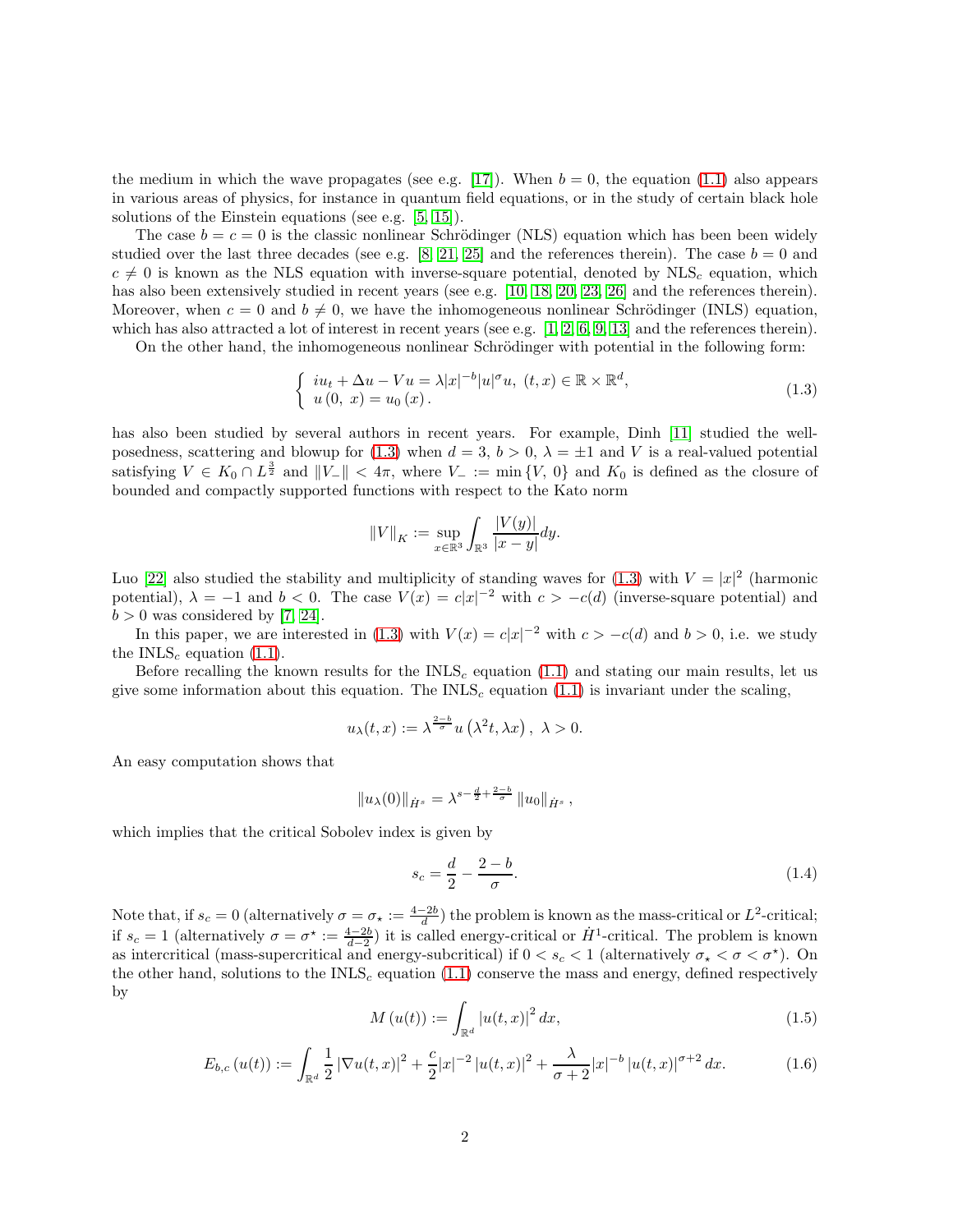the medium in which the wave propagates (see e.g. [17]). When $b = 0$, the equation (1.1) also appears in various areas of physics, for instance in quantum field equations, or in the study of certain black hole solutions of the Einstein equations (see e.g. [5, 15]).

The case $b = c = 0$ is the classic nonlinear Schrödinger (NLS) equation which has been been widely studied over the last three decades (see e.g. [8, 21, 25] and the references therein). The case $b = 0$ and $c \neq 0$ is known as the NLS equation with inverse-square potential, denoted by NLS$_c$ equation, which has also been extensively studied in recent years (see e.g. [10, 18, 20, 23, 26] and the references therein). Moreover, when $c = 0$ and $b \neq 0$, we have the inhomogeneous nonlinear Schrödinger (INLS) equation, which has also attracted a lot of interest in recent years (see e.g. [1, 2, 6, 9, 13] and the references therein).

On the other hand, the inhomogeneous nonlinear Schrödinger with potential in the following form:

$$\begin{cases} iu_t + \Delta u - Vu = \lambda |x|^{-b}|u|^{\sigma}u, \ (t, x) \in \mathbb{R} \times \mathbb{R}^d, \\ u(0,\ x) = u_0(x). \end{cases} \tag{1.3}$$

has also been studied by several authors in recent years. For example, Dinh [11] studied the well-posedness, scattering and blowup for (1.3) when $d = 3$, $b > 0$, $\lambda = \pm 1$ and $V$ is a real-valued potential satisfying $V \in K_0 \cap L^{\frac{3}{2}}$ and $\|V_-\| < 4\pi$, where $V_- := \min\{V,\ 0\}$ and $K_0$ is defined as the closure of bounded and compactly supported functions with respect to the Kato norm

$$\|V\|_K := \sup_{x \in \mathbb{R}^3} \int_{\mathbb{R}^3} \frac{|V(y)|}{|x-y|} dy.$$

Luo [22] also studied the stability and multiplicity of standing waves for (1.3) with $V = |x|^2$ (harmonic potential), $\lambda = -1$ and $b < 0$. The case $V(x) = c|x|^{-2}$ with $c > -c(d)$ (inverse-square potential) and $b > 0$ was considered by [7, 24].

In this paper, we are interested in (1.3) with $V(x) = c|x|^{-2}$ with $c > -c(d)$ and $b > 0$, i.e. we study the INLS$_c$ equation (1.1).

Before recalling the known results for the INLS$_c$ equation (1.1) and stating our main results, let us give some information about this equation. The INLS$_c$ equation (1.1) is invariant under the scaling,

$$u_\lambda(t, x) := \lambda^{\frac{2-b}{\sigma}} u\left(\lambda^2 t, \lambda x\right), \ \lambda > 0.$$

An easy computation shows that

$$\|u_\lambda(0)\|_{\dot{H}^s} = \lambda^{s - \frac{d}{2} + \frac{2-b}{\sigma}} \|u_0\|_{\dot{H}^s},$$

which implies that the critical Sobolev index is given by

$$s_c = \frac{d}{2} - \frac{2-b}{\sigma}. \tag{1.4}$$

Note that, if $s_c = 0$ (alternatively $\sigma = \sigma_\star := \frac{4-2b}{d}$) the problem is known as the mass-critical or $L^2$-critical; if $s_c = 1$ (alternatively $\sigma = \sigma^\star := \frac{4-2b}{d-2}$) it is called energy-critical or $\dot{H}^1$-critical. The problem is known as intercritical (mass-supercritical and energy-subcritical) if $0 < s_c < 1$ (alternatively $\sigma_\star < \sigma < \sigma^\star$). On the other hand, the solutions to the INLS$_c$ equation (1.1) conserve the mass and energy, defined respectively by

$$M(u(t)) := \int_{\mathbb{R}^d} |u(t, x)|^2 dx, \tag{1.5}$$

$$E_{b,c}(u(t)) := \int_{\mathbb{R}^d} \frac{1}{2} |\nabla u(t, x)|^2 + \frac{c}{2}|x|^{-2} |u(t, x)|^2 + \frac{\lambda}{\sigma+2}|x|^{-b} |u(t, x)|^{\sigma+2} dx. \tag{1.6}$$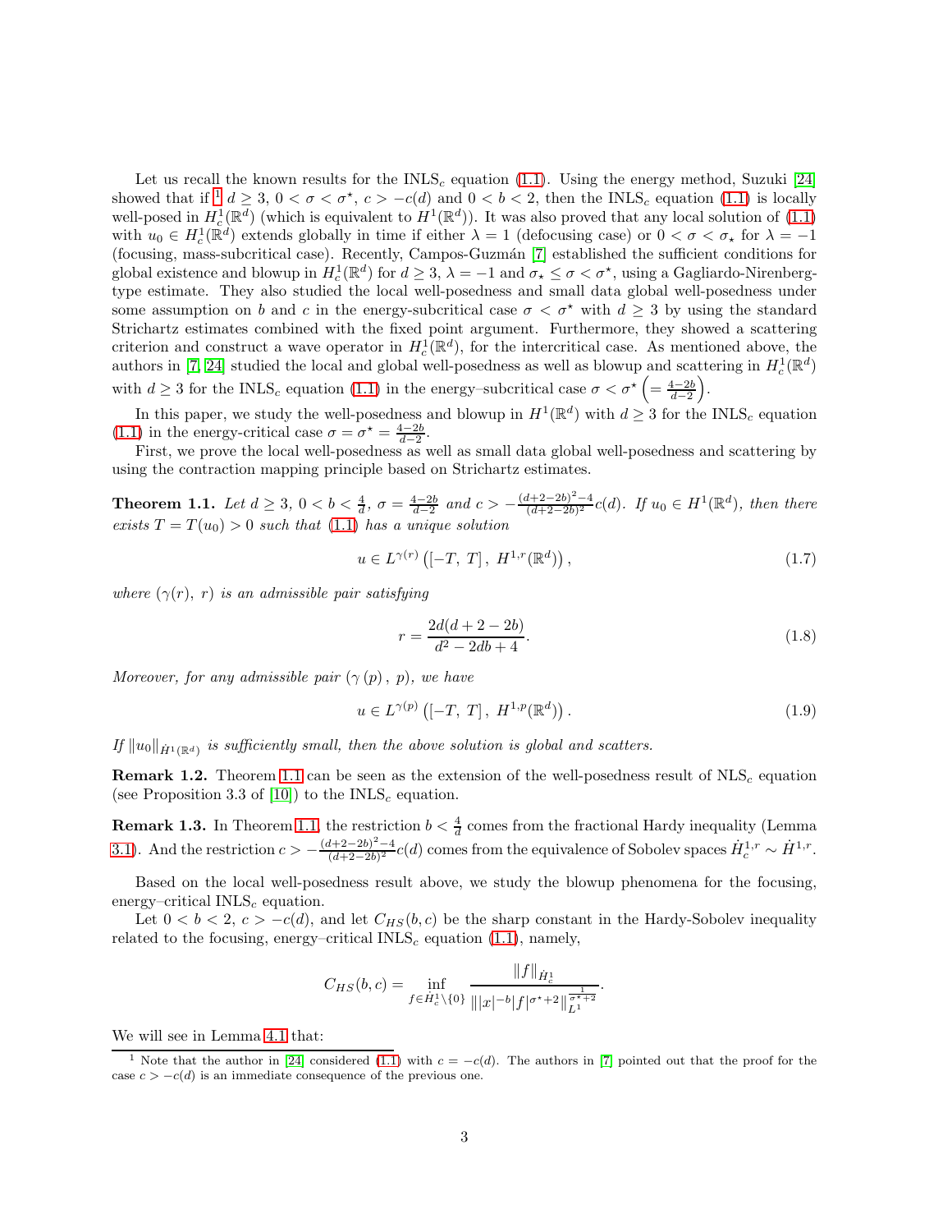Let us recall the known results for the INLS$_c$ equation (1.1). Using the energy method, Suzuki [24] showed that if [1] $d \geq 3$, $0 < \sigma < \sigma^\star$, $c > -c(d)$ and $0 < b < 2$, then the INLS$_c$ equation (1.1) is locally well-posed in $H_c^1(\mathbb{R}^d)$ (which is equivalent to $H^1(\mathbb{R}^d)$). It was also proved that any local solution of (1.1) with $u_0 \in H_c^1(\mathbb{R}^d)$ extends globally in time if either $\lambda = 1$ (defocusing case) or $0 < \sigma < \sigma_\star$ for $\lambda = -1$ (focusing, mass-subcritical case). Recently, Campos-Guzmán [7] established the sufficient conditions for global existence and blowup in $H_c^1(\mathbb{R}^d)$ for $d \geq 3$, $\lambda = -1$ and $\sigma_\star \leq \sigma < \sigma^\star$, using a Gagliardo-Nirenberg-type estimate. They also studied the local well-posedness and small data global well-posedness under some assumption on $b$ and $c$ in the energy-subcritical case $\sigma < \sigma^\star$ with $d \geq 3$ by using the standard Strichartz estimates combined with the fixed point argument. Furthermore, they showed a scattering criterion and construct a wave operator in $H_c^1(\mathbb{R}^d)$, for the intercritical case. As mentioned above, the authors in [7, 24] studied the local and global well-posedness as well as blowup and scattering in $H_c^1(\mathbb{R}^d)$ with $d \geq 3$ for the INLS$_c$ equation (1.1) in the energy–subcritical case $\sigma < \sigma^\star \left(= \frac{4-2b}{d-2}\right)$.

In this paper, we study the well-posedness and blowup in $H^1(\mathbb{R}^d)$ with $d \geq 3$ for the INLS$_c$ equation (1.1) in the energy-critical case $\sigma = \sigma^\star = \frac{4-2b}{d-2}$.

First, we prove the local well-posedness as well as small data global well-posedness and scattering by using the contraction mapping principle based on Strichartz estimates.

**Theorem 1.1.** *Let $d \geq 3$, $0 < b < \frac{4}{d}$, $\sigma = \frac{4-2b}{d-2}$ and $c > -\frac{(d+2-2b)^2-4}{(d+2-2b)^2}c(d)$. If $u_0 \in H^1(\mathbb{R}^d)$, then there exists $T = T(u_0) > 0$ such that (1.1) has a unique solution*

$$u \in L^{\gamma(r)}\left([-T,\ T],\ H^{1,r}(\mathbb{R}^d)\right), \tag{1.7}$$

*where $(\gamma(r),\ r)$ is an admissible pair satisfying*

$$r = \frac{2d(d+2-2b)}{d^2-2db+4}. \tag{1.8}$$

*Moreover, for any admissible pair $(\gamma(p),\ p)$, we have*

$$u \in L^{\gamma(p)}\left([-T,\ T],\ H^{1,p}(\mathbb{R}^d)\right). \tag{1.9}$$

*If $\|u_0\|_{\dot{H}^1(\mathbb{R}^d)}$ is sufficiently small, then the above solution is global and scatters.*

**Remark 1.2.** Theorem 1.1 can be seen as the extension of the well-posedness result of NLS$_c$ equation (see Proposition 3.3 of [10]) to the INLS$_c$ equation.

**Remark 1.3.** In Theorem 1.1, the restriction $b < \frac{4}{d}$ comes from the fractional Hardy inequality (Lemma 3.1). And the restriction $c > -\frac{(d+2-2b)^2-4}{(d+2-2b)^2}c(d)$ comes from the equivalence of Sobolev spaces $\dot{H}_c^{1,r} \sim \dot{H}^{1,r}$.

Based on the local well-posedness result above, we study the blowup phenomena for the focusing, energy–critical INLS$_c$ equation.

Let $0 < b < 2$, $c > -c(d)$, and let $C_{HS}(b,c)$ be the sharp constant in the Hardy-Sobolev inequality related to the focusing, energy–critical INLS$_c$ equation (1.1), namely,

$$C_{HS}(b,c) = \inf_{f \in \dot{H}_c^1 \setminus \{0\}} \frac{\|f\|_{\dot{H}_c^1}}{\||x|^{-b}|f|^{\sigma^\star+2}\|_{L^1}^{\frac{1}{\sigma^\star+2}}}.$$

We will see in Lemma 4.1 that:

[1] Note that the author in [24] considered (1.1) with $c = -c(d)$. The authors in [7] pointed out that the proof for the case $c > -c(d)$ is an immediate consequence of the previous one.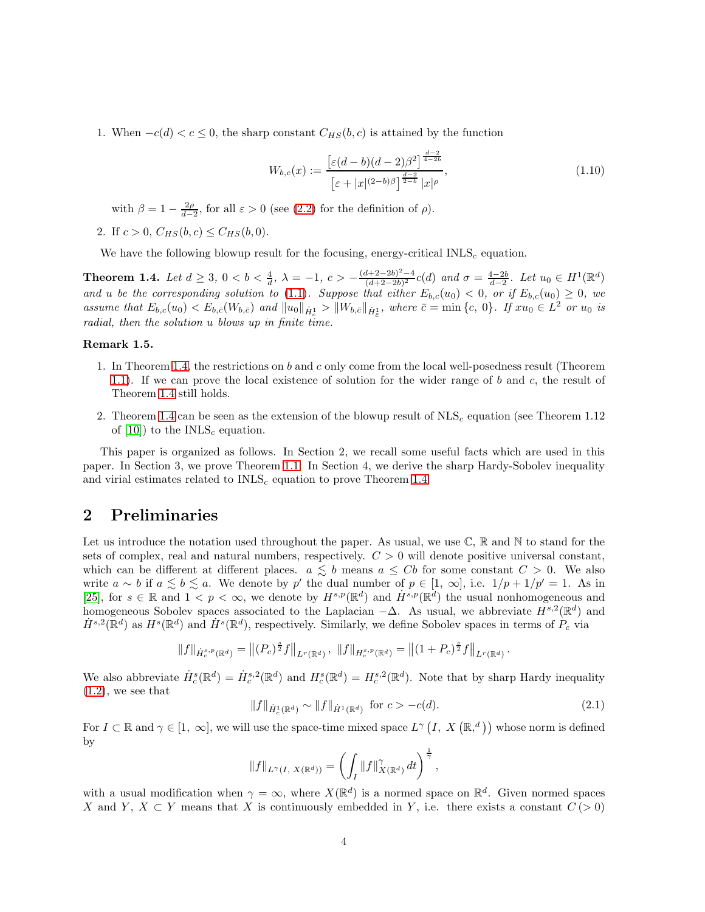1. When $-c(d) < c \le 0$, the sharp constant $C_{HS}(b,c)$ is attained by the function

$$W_{b,c}(x) := \frac{\left[\varepsilon(d-b)(d-2)\beta^2\right]^{\frac{d-2}{4-2b}}}{\left[\varepsilon + |x|^{(2-b)\beta}\right]^{\frac{d-2}{2-b}} |x|^{\rho}}, \tag{1.10}$$

   with $\beta = 1 - \frac{2\rho}{d-2}$, for all $\varepsilon > 0$ (see (2.2) for the definition of $\rho$).

2. If $c > 0$, $C_{HS}(b,c) \le C_{HS}(b,0)$.

We have the following blowup result for the focusing, energy-critical INLS$_c$ equation.

**Theorem 1.4.** *Let $d \ge 3$, $0 < b < \frac{4}{d}$, $\lambda = -1$, $c > -\frac{(d+2-2b)^2-4}{(d+2-2b)^2}c(d)$ and $\sigma = \frac{4-2b}{d-2}$. Let $u_0 \in H^1(\mathbb{R}^d)$ and $u$ be the corresponding solution to (1.1). Suppose that either $E_{b,c}(u_0) < 0$, or if $E_{b,c}(u_0) \ge 0$, we assume that $E_{b,c}(u_0) < E_{b,\bar{c}}(W_{b,\bar{c}})$ and $\|u_0\|_{\dot{H}^1_c} > \|W_{b,\bar{c}}\|_{\dot{H}^1_{\bar{c}}}$, where $\bar{c} = \min\{c,\ 0\}$. If $xu_0 \in L^2$ or $u_0$ is radial, then the solution $u$ blows up in finite time.*

**Remark 1.5.**

1. In Theorem 1.4, the restrictions on $b$ and $c$ only come from the local well-posedness result (Theorem 1.1). If we can prove the local existence of solution for the wider range of $b$ and $c$, the result of Theorem 1.4 still holds.

2. Theorem 1.4 can be seen as the extension of the blowup result of NLS$_c$ equation (see Theorem 1.12 of [10]) to the INLS$_c$ equation.

This paper is organized as follows. In Section 2, we recall some useful facts which are used in this paper. In Section 3, we prove Theorem 1.1. In Section 4, we derive the sharp Hardy-Sobolev inequality and virial estimates related to INLS$_c$ equation to prove Theorem 1.4.

## 2 Preliminaries

Let us introduce the notation used throughout the paper. As usual, we use $\mathbb{C}$, $\mathbb{R}$ and $\mathbb{N}$ to stand for the sets of complex, real and natural numbers, respectively. $C > 0$ will denote positive universal constant, which can be different at different places. $a \lesssim b$ means $a \le Cb$ for some constant $C > 0$. We also write $a \sim b$ if $a \lesssim b \lesssim a$. We denote by $p'$ the dual number of $p \in [1,\ \infty]$, i.e. $1/p + 1/p' = 1$. As in [25], for $s \in \mathbb{R}$ and $1 < p < \infty$, we denote by $H^{s,p}(\mathbb{R}^d)$ and $\dot{H}^{s,p}(\mathbb{R}^d)$ the usual nonhomogeneous and homogeneous Sobolev spaces associated to the Laplacian $-\Delta$. As usual, we abbreviate $H^{s,2}(\mathbb{R}^d)$ and $\dot{H}^{s,2}(\mathbb{R}^d)$ as $H^s(\mathbb{R}^d)$ and $\dot{H}^s(\mathbb{R}^d)$, respectively. Similarly, we define Sobolev spaces in terms of $P_c$ via

$$\|f\|_{\dot{H}^{s,p}_c(\mathbb{R}^d)} = \left\|(P_c)^{\frac{s}{2}} f\right\|_{L^r(\mathbb{R}^d)}, \ \|f\|_{H^{s,p}_c(\mathbb{R}^d)} = \left\|(1+P_c)^{\frac{s}{2}} f\right\|_{L^r(\mathbb{R}^d)}.$$

We also abbreviate $\dot{H}^s_c(\mathbb{R}^d) = \dot{H}^{s,2}_c(\mathbb{R}^d)$ and $H^s_c(\mathbb{R}^d) = H^{s,2}_c(\mathbb{R}^d)$. Note that by sharp Hardy inequality (1.2), we see that

$$\|f\|_{\dot{H}^1_c(\mathbb{R}^d)} \sim \|f\|_{\dot{H}^1(\mathbb{R}^d)} \ \text{for } c > -c(d). \tag{2.1}$$

For $I \subset \mathbb{R}$ and $\gamma \in [1,\ \infty]$, we will use the space-time mixed space $L^{\gamma}\left(I,\ X\left(\mathbb{R},^d\right)\right)$ whose norm is defined by

$$\|f\|_{L^{\gamma}(I,\ X(\mathbb{R}^d))} = \left(\int_I \|f\|^{\gamma}_{X(\mathbb{R}^d)}\, dt\right)^{\frac{1}{\gamma}},$$

with a usual modification when $\gamma = \infty$, where $X(\mathbb{R}^d)$ is a normed space on $\mathbb{R}^d$. Given normed spaces $X$ and $Y$, $X \subset Y$ means that $X$ is continuously embedded in $Y$, i.e. there exists a constant $C\,(>0)$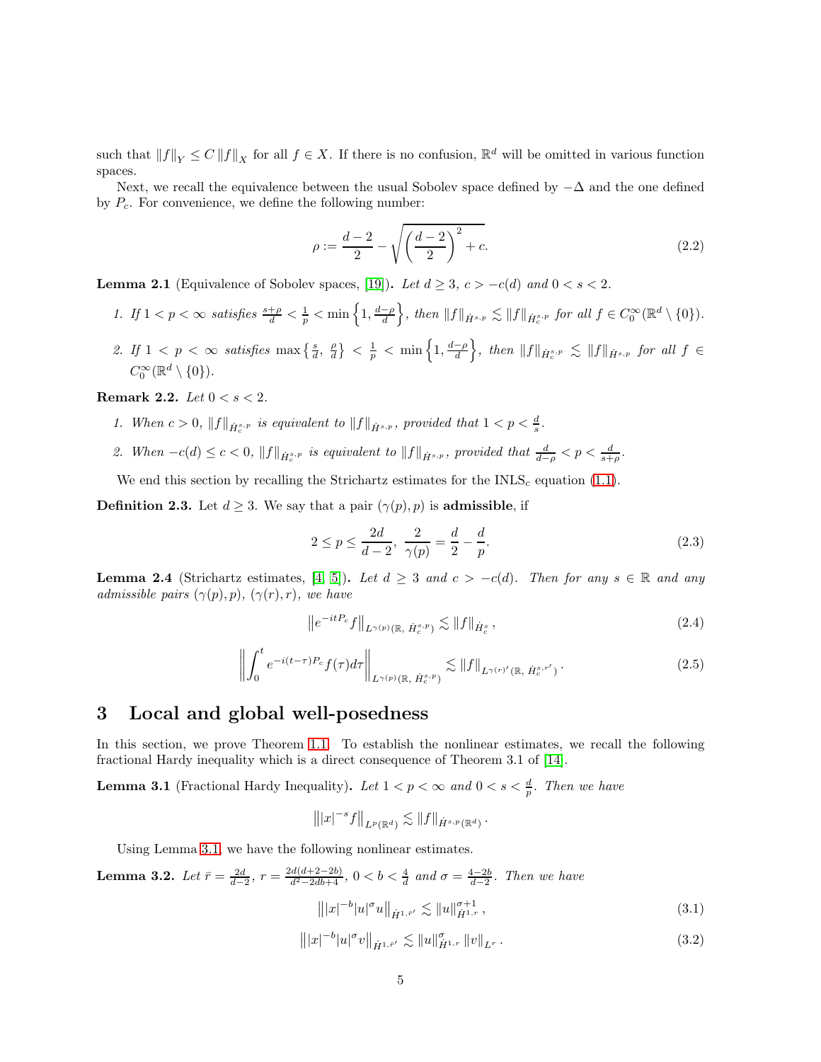such that $\|f\|_Y \leq C\|f\|_X$ for all $f \in X$. If there is no confusion, $\mathbb{R}^d$ will be omitted in various function spaces.

Next, we recall the equivalence between the usual Sobolev space defined by $-\Delta$ and the one defined by $P_c$. For convenience, we define the following number:

$$\rho := \frac{d-2}{2} - \sqrt{\left(\frac{d-2}{2}\right)^2 + c}. \tag{2.2}$$

**Lemma 2.1** (Equivalence of Sobolev spaces, [19]). *Let $d \geq 3$, $c > -c(d)$ and $0 < s < 2$.*

1. *If $1 < p < \infty$ satisfies $\frac{s+\rho}{d} < \frac{1}{p} < \min\left\{1, \frac{d-\rho}{d}\right\}$, then $\|f\|_{\dot{H}^{s,p}} \lesssim \|f\|_{\dot{H}^{s,p}_c}$ for all $f \in C_0^\infty(\mathbb{R}^d \setminus \{0\})$.*
2. *If $1 < p < \infty$ satisfies $\max\left\{\frac{s}{d}, \frac{\rho}{d}\right\} < \frac{1}{p} < \min\left\{1, \frac{d-\rho}{d}\right\}$, then $\|f\|_{\dot{H}^{s,p}_c} \lesssim \|f\|_{\dot{H}^{s,p}}$ for all $f \in C_0^\infty(\mathbb{R}^d \setminus \{0\})$.*

**Remark 2.2.** *Let $0 < s < 2$.*

1. *When $c > 0$, $\|f\|_{\dot{H}^{s,p}_c}$ is equivalent to $\|f\|_{\dot{H}^{s,p}}$, provided that $1 < p < \frac{d}{s}$.*
2. *When $-c(d) \leq c < 0$, $\|f\|_{\dot{H}^{s,p}_c}$ is equivalent to $\|f\|_{\dot{H}^{s,p}}$, provided that $\frac{d}{d-\rho} < p < \frac{d}{s+\rho}$.*

We end this section by recalling the Strichartz estimates for the INLS$_c$ equation (1.1).

**Definition 2.3.** Let $d \geq 3$. We say that a pair $(\gamma(p), p)$ is **admissible**, if

$$2 \leq p \leq \frac{2d}{d-2}, \ \frac{2}{\gamma(p)} = \frac{d}{2} - \frac{d}{p}. \tag{2.3}$$

**Lemma 2.4** (Strichartz estimates, [4, 5]). *Let $d \geq 3$ and $c > -c(d)$. Then for any $s \in \mathbb{R}$ and any admissible pairs $(\gamma(p), p)$, $(\gamma(r), r)$, we have*

$$\left\|e^{-itP_c} f\right\|_{L^{\gamma(p)}(\mathbb{R},\, \dot{H}^{s,p}_c)} \lesssim \|f\|_{\dot{H}^s_c}, \tag{2.4}$$

$$\left\|\int_0^t e^{-i(t-\tau)P_c} f(\tau) d\tau\right\|_{L^{\gamma(p)}(\mathbb{R},\, \dot{H}^{s,p}_c)} \lesssim \|f\|_{L^{\gamma(r)'}(\mathbb{R},\, \dot{H}^{s,r'}_c)}. \tag{2.5}$$

# 3 Local and global well-posedness

In this section, we prove Theorem 1.1. To establish the nonlinear estimates, we recall the following fractional Hardy inequality which is a direct consequence of Theorem 3.1 of [14].

**Lemma 3.1** (Fractional Hardy Inequality). *Let $1 < p < \infty$ and $0 < s < \frac{d}{p}$. Then we have*

$$\left\||x|^{-s} f\right\|_{L^p(\mathbb{R}^d)} \lesssim \|f\|_{\dot{H}^{s,p}(\mathbb{R}^d)}.$$

Using Lemma 3.1, we have the following nonlinear estimates.

**Lemma 3.2.** *Let $\bar{r} = \frac{2d}{d-2}$, $r = \frac{2d(d+2-2b)}{d^2-2db+4}$, $0 < b < \frac{4}{d}$ and $\sigma = \frac{4-2b}{d-2}$. Then we have*

$$\left\||x|^{-b}|u|^\sigma u\right\|_{\dot{H}^{1,\bar{r}'}} \lesssim \|u\|^{\sigma+1}_{\dot{H}^{1,r}}, \tag{3.1}$$

$$\left\||x|^{-b}|u|^\sigma v\right\|_{\dot{H}^{1,\bar{r}'}} \lesssim \|u\|^{\sigma}_{\dot{H}^{1,r}} \|v\|_{L^r}. \tag{3.2}$$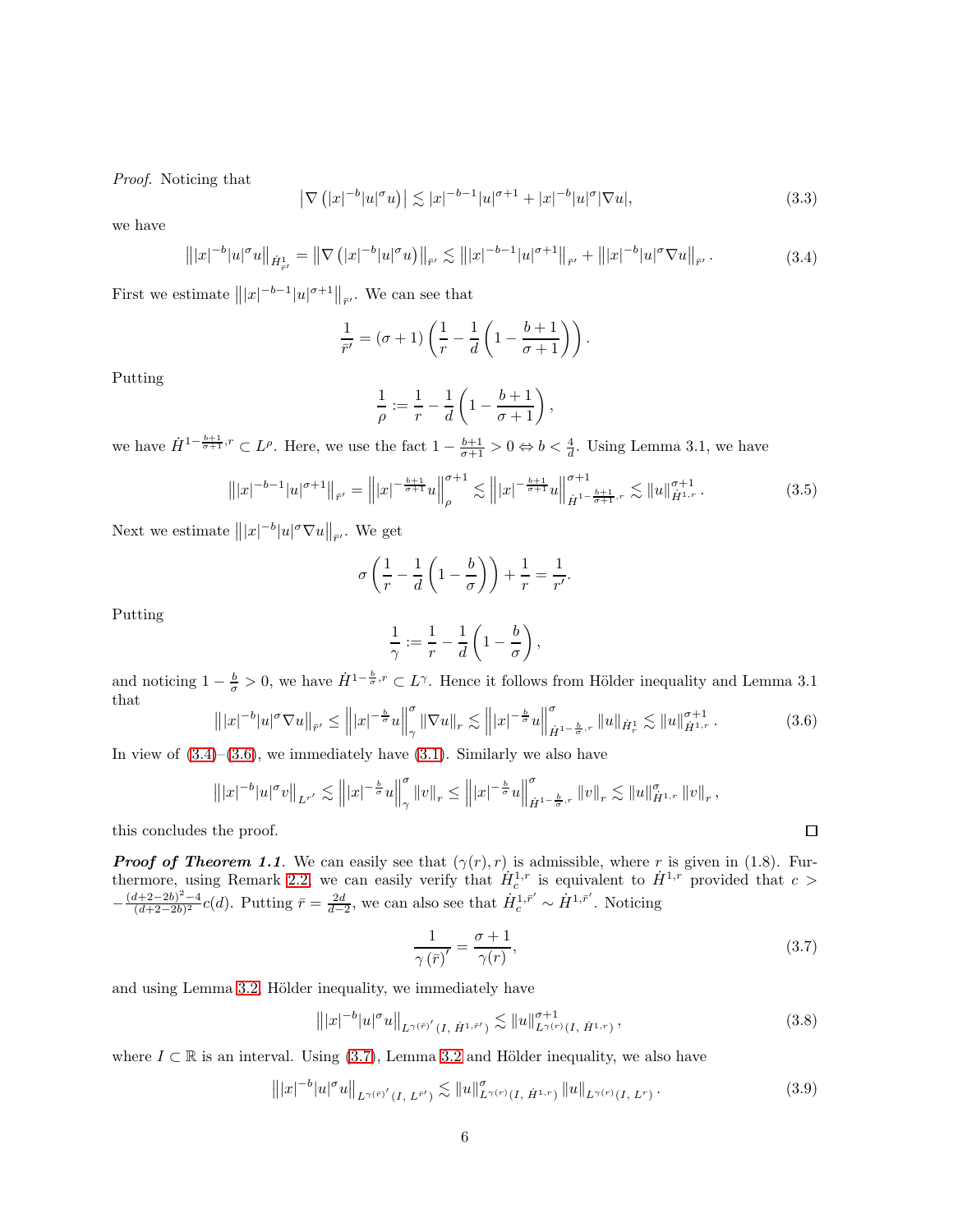*Proof.* Noticing that

$$\left|\nabla\left(|x|^{-b}|u|^{\sigma}u\right)\right| \lesssim |x|^{-b-1}|u|^{\sigma+1} + |x|^{-b}|u|^{\sigma}|\nabla u|, \tag{3.3}$$

we have

$$\left\||x|^{-b}|u|^{\sigma}u\right\|_{\dot{H}^1_{\bar{r}'}} = \left\|\nabla\left(|x|^{-b}|u|^{\sigma}u\right)\right\|_{\bar{r}'} \lesssim \left\||x|^{-b-1}|u|^{\sigma+1}\right\|_{\bar{r}'} + \left\||x|^{-b}|u|^{\sigma}\nabla u\right\|_{\bar{r}'}. \tag{3.4}$$

First we estimate $\left\||x|^{-b-1}|u|^{\sigma+1}\right\|_{\bar{r}'}$. We can see that

$$\frac{1}{\bar{r}'} = (\sigma+1)\left(\frac{1}{r} - \frac{1}{d}\left(1 - \frac{b+1}{\sigma+1}\right)\right).$$

Putting

$$\frac{1}{\rho} := \frac{1}{r} - \frac{1}{d}\left(1 - \frac{b+1}{\sigma+1}\right),$$

we have $\dot{H}^{1-\frac{b+1}{\sigma+1},r} \subset L^{\rho}$. Here, we use the fact $1 - \frac{b+1}{\sigma+1} > 0 \Leftrightarrow b < \frac{4}{d}$. Using Lemma 3.1, we have

$$\left\||x|^{-b-1}|u|^{\sigma+1}\right\|_{\bar{r}'} = \left\||x|^{-\frac{b+1}{\sigma+1}}u\right\|_{\rho}^{\sigma+1} \lesssim \left\||x|^{-\frac{b+1}{\sigma+1}}u\right\|_{\dot{H}^{1-\frac{b+1}{\sigma+1},r}}^{\sigma+1} \lesssim \|u\|_{\dot{H}^{1,r}}^{\sigma+1}. \tag{3.5}$$

Next we estimate $\left\||x|^{-b}|u|^{\sigma}\nabla u\right\|_{\bar{r}'}$. We get

$$\sigma\left(\frac{1}{r} - \frac{1}{d}\left(1 - \frac{b}{\sigma}\right)\right) + \frac{1}{r} = \frac{1}{r'}.$$

Putting

$$\frac{1}{\gamma} := \frac{1}{r} - \frac{1}{d}\left(1 - \frac{b}{\sigma}\right),$$

and noticing $1 - \frac{b}{\sigma} > 0$, we have $\dot{H}^{1-\frac{b}{\sigma},r} \subset L^{\gamma}$. Hence it follows from Hölder inequality and Lemma 3.1 that

$$\left\||x|^{-b}|u|^{\sigma}\nabla u\right\|_{\bar{r}'} \le \left\||x|^{-\frac{b}{\sigma}}u\right\|_{\gamma}^{\sigma} \|\nabla u\|_{r} \lesssim \left\||x|^{-\frac{b}{\sigma}}u\right\|_{\dot{H}^{1-\frac{b}{\sigma},r}}^{\sigma} \|u\|_{\dot{H}^1_r} \lesssim \|u\|_{\dot{H}^{1,r}}^{\sigma+1}. \tag{3.6}$$

In view of (3.4)–(3.6), we immediately have (3.1). Similarly we also have

$$\left\||x|^{-b}|u|^{\sigma}v\right\|_{L^{r'}} \lesssim \left\||x|^{-\frac{b}{\sigma}}u\right\|_{\gamma}^{\sigma} \|v\|_{r} \le \left\||x|^{-\frac{b}{\sigma}}u\right\|_{\dot{H}^{1-\frac{b}{\sigma},r}}^{\sigma} \|v\|_{r} \lesssim \|u\|_{\dot{H}^{1,r}}^{\sigma} \|v\|_{r},$$

this concludes the proof. ∎

***Proof of Theorem 1.1***. We can easily see that $(\gamma(r), r)$ is admissible, where $r$ is given in (1.8). Furthermore, using Remark 2.2, we can easily verify that $\dot{H}^{1,r}_c$ is equivalent to $\dot{H}^{1,r}$ provided that $c > -\frac{(d+2-2b)^2-4}{(d+2-2b)^2}c(d)$. Putting $\bar{r} = \frac{2d}{d-2}$, we can also see that $\dot{H}^{1,\bar{r}'}_c \sim \dot{H}^{1,\bar{r}'}$. Noticing

$$\frac{1}{\gamma(\bar{r})'} = \frac{\sigma+1}{\gamma(r)}, \tag{3.7}$$

and using Lemma 3.2, Hölder inequality, we immediately have

$$\left\||x|^{-b}|u|^{\sigma}u\right\|_{L^{\gamma(\bar{r})'}(I,\,\dot{H}^{1,\bar{r}'})} \lesssim \|u\|_{L^{\gamma(r)}(I,\,\dot{H}^{1,r})}^{\sigma+1}, \tag{3.8}$$

where $I \subset \mathbb{R}$ is an interval. Using (3.7), Lemma 3.2 and Hölder inequality, we also have

$$\left\||x|^{-b}|u|^{\sigma}u\right\|_{L^{\gamma(\bar{r})'}(I,\,L^{\bar{r}'})} \lesssim \|u\|_{L^{\gamma(r)}(I,\,\dot{H}^{1,r})}^{\sigma} \|u\|_{L^{\gamma(r)}(I,\,L^{r})}. \tag{3.9}$$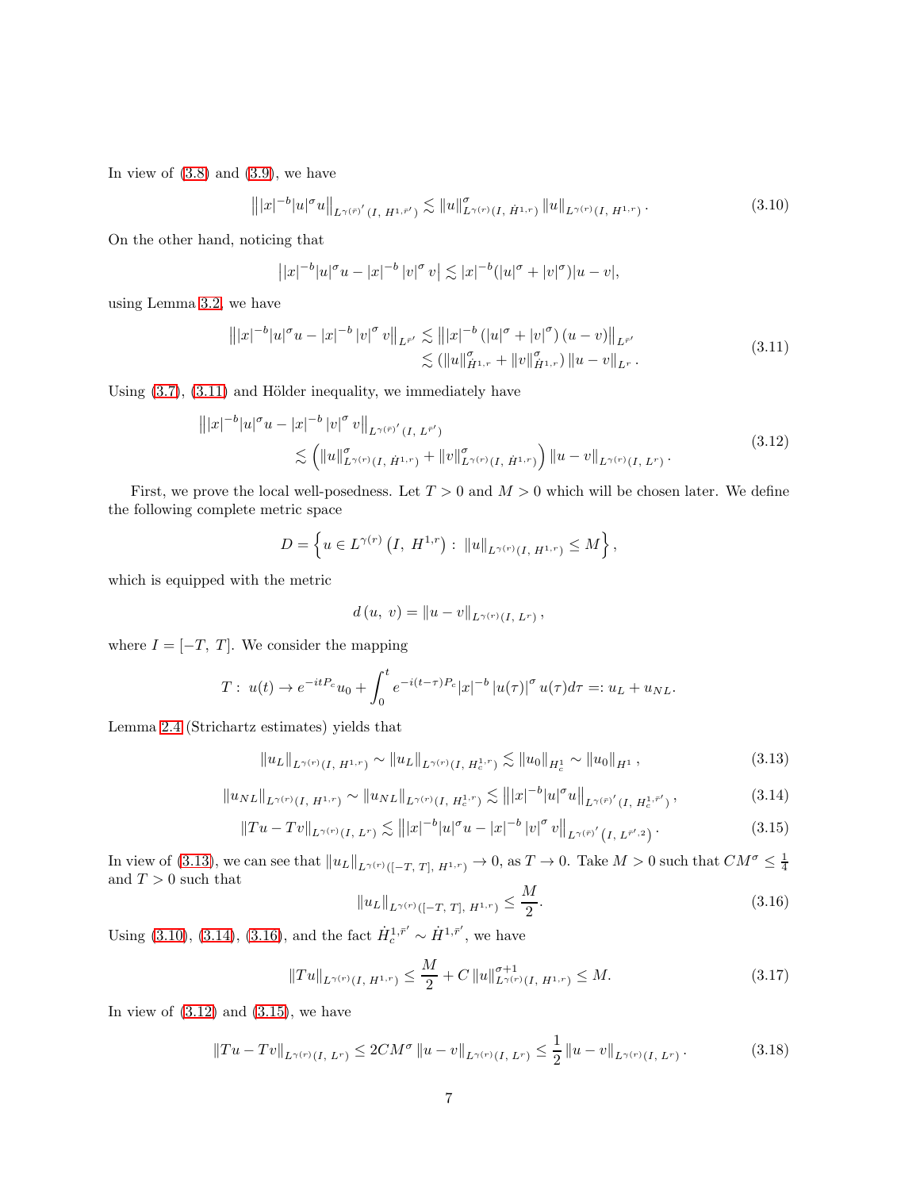In view of (3.8) and (3.9), we have

$$
\left\||x|^{-b}|u|^{\sigma}u\right\|_{L^{\gamma(\bar{r})'}(I,\ H^{1,\bar{r}'})} \lesssim \|u\|^{\sigma}_{L^{\gamma(r)}(I,\ \dot{H}^{1,r})} \|u\|_{L^{\gamma(r)}(I,\ H^{1,r})}. \tag{3.10}
$$

On the other hand, noticing that

$$
\left||x|^{-b}|u|^{\sigma}u - |x|^{-b}|v|^{\sigma}v\right| \lesssim |x|^{-b}(|u|^{\sigma}+|v|^{\sigma})|u-v|,
$$

using Lemma 3.2, we have

$$
\begin{aligned}
\left\||x|^{-b}|u|^{\sigma}u - |x|^{-b}|v|^{\sigma}v\right\|_{L^{\bar{r}'}} &\lesssim \left\||x|^{-b}\left(|u|^{\sigma}+|v|^{\sigma}\right)(u-v)\right\|_{L^{\bar{r}'}} \\
&\lesssim \left(\|u\|^{\sigma}_{\dot{H}^{1,r}} + \|v\|^{\sigma}_{\dot{H}^{1,r}}\right)\|u-v\|_{L^{r}}.
\end{aligned} \tag{3.11}
$$

Using (3.7), (3.11) and Hölder inequality, we immediately have

$$
\begin{aligned}
&\left\||x|^{-b}|u|^{\sigma}u - |x|^{-b}|v|^{\sigma}v\right\|_{L^{\gamma(\bar{r})'}(I,\ L^{\bar{r}'})} \\
&\qquad \lesssim \left(\|u\|^{\sigma}_{L^{\gamma(r)}(I,\ \dot{H}^{1,r})} + \|v\|^{\sigma}_{L^{\gamma(r)}(I,\ \dot{H}^{1,r})}\right)\|u-v\|_{L^{\gamma(r)}(I,\ L^{r})}.
\end{aligned} \tag{3.12}
$$

First, we prove the local well-posedness. Let $T>0$ and $M>0$ which will be chosen later. We define the following complete metric space

$$
D = \left\{ u \in L^{\gamma(r)}\left(I,\ H^{1,r}\right) :\ \|u\|_{L^{\gamma(r)}(I,\ H^{1,r})} \leq M \right\},
$$

which is equipped with the metric

$$
d\left(u,\ v\right) = \|u-v\|_{L^{\gamma(r)}(I,\ L^{r})},
$$

where $I=[-T,\ T]$. We consider the mapping

$$
T:\ u(t) \to e^{-itP_c}u_0 + \int_0^t e^{-i(t-\tau)P_c}|x|^{-b}\left|u(\tau)\right|^{\sigma}u(\tau)d\tau =: u_L + u_{NL}.
$$

Lemma 2.4 (Strichartz estimates) yields that

$$
\|u_L\|_{L^{\gamma(r)}(I,\ H^{1,r})} \sim \|u_L\|_{L^{\gamma(r)}(I,\ H_c^{1,r})} \lesssim \|u_0\|_{H_c^1} \sim \|u_0\|_{H^1}, \tag{3.13}
$$

$$
\|u_{NL}\|_{L^{\gamma(r)}(I,\ H^{1,r})} \sim \|u_{NL}\|_{L^{\gamma(r)}(I,\ H_c^{1,r})} \lesssim \left\||x|^{-b}|u|^{\sigma}u\right\|_{L^{\gamma(\bar{r})'}(I,\ H_c^{1,\bar{r}'})}, \tag{3.14}
$$

$$
\|Tu - Tv\|_{L^{\gamma(r)}(I,\ L^{r})} \lesssim \left\||x|^{-b}|u|^{\sigma}u - |x|^{-b}|v|^{\sigma}v\right\|_{L^{\gamma(\bar{r})'}\left(I,\ L^{\bar{r}',2}\right)}. \tag{3.15}
$$

In view of (3.13), we can see that $\|u_L\|_{L^{\gamma(r)}([-T,\ T],\ H^{1,r})} \to 0$, as $T\to 0$. Take $M>0$ such that $CM^{\sigma} \leq \frac{1}{4}$ and $T>0$ such that

$$
\|u_L\|_{L^{\gamma(r)}([-T,\ T],\ H^{1,r})} \leq \frac{M}{2}. \tag{3.16}
$$

Using (3.10), (3.14), (3.16), and the fact $\dot{H}_c^{1,\bar{r}'} \sim \dot{H}^{1,\bar{r}'}$, we have

$$
\|Tu\|_{L^{\gamma(r)}(I,\ H^{1,r})} \leq \frac{M}{2} + C\|u\|^{\sigma+1}_{L^{\gamma(r)}(I,\ H^{1,r})} \leq M. \tag{3.17}
$$

In view of (3.12) and (3.15), we have

$$
\|Tu - Tv\|_{L^{\gamma(r)}(I,\ L^{r})} \leq 2CM^{\sigma}\|u-v\|_{L^{\gamma(r)}(I,\ L^{r})} \leq \frac{1}{2}\|u-v\|_{L^{\gamma(r)}(I,\ L^{r})}. \tag{3.18}
$$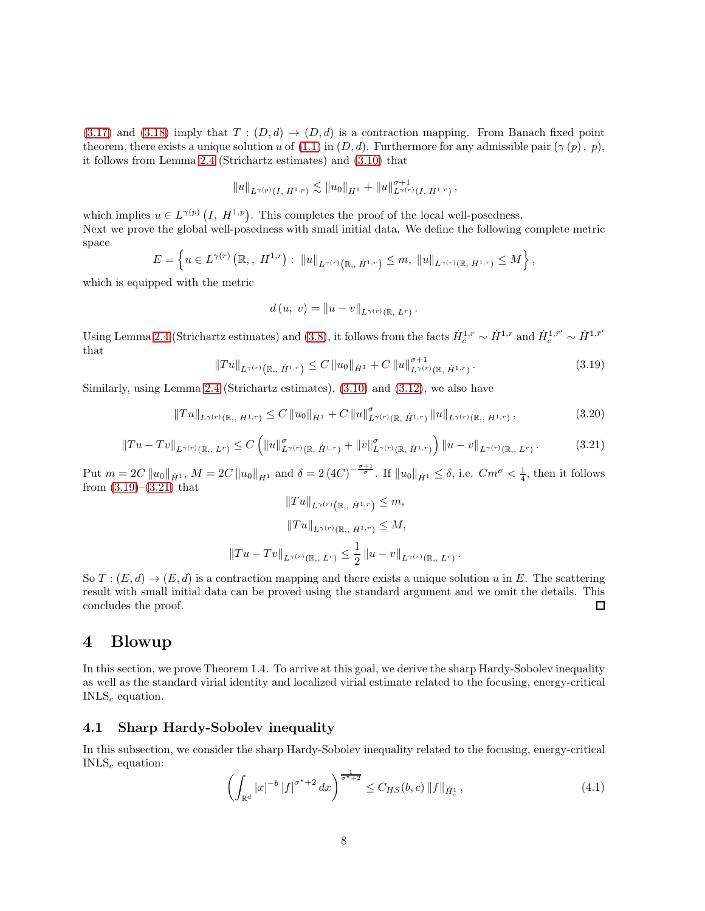(3.17) and (3.18) imply that $T:(D,d)\to(D,d)$ is a contraction mapping. From Banach fixed point theorem, there exists a unique solution $u$ of (1.1) in $(D,d)$. Furthermore for any admissible pair $(\gamma(p),\ p)$, it follows from Lemma 2.4 (Strichartz estimates) and (3.10) that

$$\|u\|_{L^{\gamma(p)}(I,\ H^{1,p})} \lesssim \|u_0\|_{H^1} + \|u\|^{\sigma+1}_{L^{\gamma(r)}(I,\ H^{1,r})},$$

which implies $u\in L^{\gamma(p)}\left(I,\ H^{1,p}\right)$. This completes the proof of the local well-posedness.
Next we prove the global well-posedness with small initial data. We define the following complete metric space

$$E=\left\{u\in L^{\gamma(r)}\left(\mathbb{R},,\ H^{1,r}\right):\ \|u\|_{L^{\gamma(r)}\left(\mathbb{R},,\ \dot{H}^{1,r}\right)}\le m,\ \|u\|_{L^{\gamma(r)}(\mathbb{R},\ H^{1,r})}\le M\right\},$$

which is equipped with the metric

$$d(u,\ v)=\|u-v\|_{L^{\gamma(r)}(\mathbb{R},\ L^r)}.$$

Using Lemma 2.4 (Strichartz estimates) and (3.8), it follows from the facts $\dot{H}^{1,r}_c\sim\dot{H}^{1,r}$ and $\dot{H}^{1,\bar{r}'}_c\sim\dot{H}^{1,\bar{r}'}$ that

$$\|Tu\|_{L^{\gamma(r)}\left(\mathbb{R},,\ \dot{H}^{1,r}\right)}\le C\|u_0\|_{\dot{H}^1}+C\|u\|^{\sigma+1}_{L^{\gamma(r)}(\mathbb{R},\ \dot{H}^{1,r})}. \tag{3.19}$$

Similarly, using Lemma 2.4 (Strichartz estimates), (3.10) and (3.12), we also have

$$\|Tu\|_{L^{\gamma(r)}(\mathbb{R},,\ H^{1,r})}\le C\|u_0\|_{H^1}+C\|u\|^{\sigma}_{L^{\gamma(r)}(\mathbb{R},\ \dot{H}^{1,r})}\|u\|_{L^{\gamma(r)}(\mathbb{R},,\ H^{1,r})}, \tag{3.20}$$

$$\|Tu-Tv\|_{L^{\gamma(r)}(\mathbb{R},,\ L^r)}\le C\left(\|u\|^{\sigma}_{L^{\gamma(r)}(\mathbb{R},\ \dot{H}^{1,r})}+\|v\|^{\sigma}_{L^{\gamma(r)}(\mathbb{R},\ \dot{H}^{1,r})}\right)\|u-v\|_{L^{\gamma(r)}(\mathbb{R},,\ L^r)}. \tag{3.21}$$

Put $m=2C\|u_0\|_{\dot{H}^1}$, $M=2C\|u_0\|_{H^1}$ and $\delta=2(4C)^{-\frac{\sigma+1}{\sigma}}$. If $\|u_0\|_{\dot{H}^1}\le\delta$, i.e. $Cm^{\sigma}<\frac{1}{4}$, then it follows from (3.19)–(3.21) that

$$\|Tu\|_{L^{\gamma(r)}\left(\mathbb{R},,\ \dot{H}^{1,r}\right)}\le m,$$

$$\|Tu\|_{L^{\gamma(r)}(\mathbb{R},,\ H^{1,r})}\le M,$$

$$\|Tu-Tv\|_{L^{\gamma(r)}(\mathbb{R},,\ L^r)}\le\frac{1}{2}\|u-v\|_{L^{\gamma(r)}(\mathbb{R},,\ L^r)}.$$

So $T:(E,d)\to(E,d)$ is a contraction mapping and there exists a unique solution $u$ in $E$. The scattering result with small initial data can be proved using the standard argument and we omit the details. This concludes the proof. $\square$

# 4 Blowup

In this section, we prove Theorem 1.4. To arrive at this goal, we derive the sharp Hardy-Sobolev inequality as well as the standard virial identity and localized virial estimate related to the focusing, energy-critical INLS$_c$ equation.

## 4.1 Sharp Hardy-Sobolev inequality

In this subsection, we consider the sharp Hardy-Sobolev inequality related to the focusing, energy-critical INLS$_c$ equation:

$$\left(\int_{\mathbb{R}^d}|x|^{-b}|f|^{\sigma^\star+2}dx\right)^{\frac{1}{\sigma^\star+2}}\le C_{HS}(b,c)\|f\|_{\dot{H}^1_c}, \tag{4.1}$$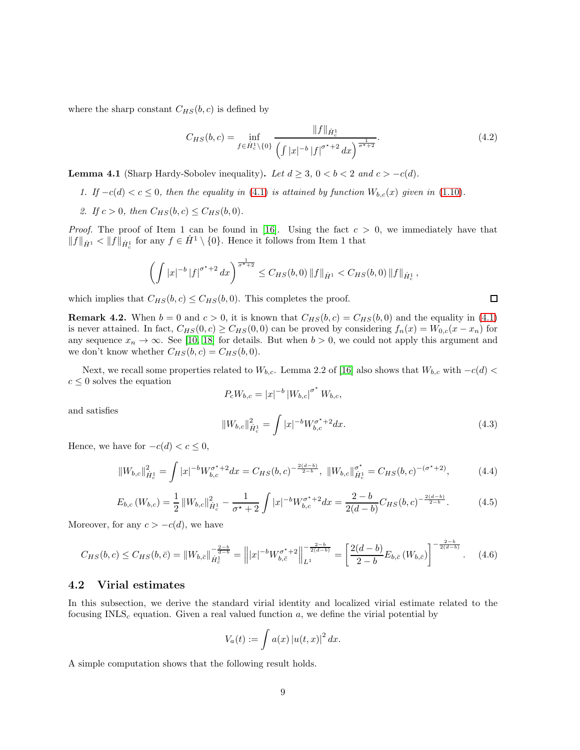where the sharp constant $C_{HS}(b,c)$ is defined by

$$
C_{HS}(b,c) = \inf_{f \in \dot{H}^1_c \setminus \{0\}} \frac{\|f\|_{\dot{H}^1_c}}{\left(\int |x|^{-b} |f|^{\sigma^\star+2} dx\right)^{\frac{1}{\sigma^\star+2}}}. \tag{4.2}
$$

**Lemma 4.1** (Sharp Hardy-Sobolev inequality)**.** *Let $d \geq 3$, $0 < b < 2$ and $c > -c(d)$.*

1. *If $-c(d) < c \leq 0$, then the equality in (4.1) is attained by function $W_{b,c}(x)$ given in (1.10).*
2. *If $c > 0$, then $C_{HS}(b,c) \leq C_{HS}(b,0)$.*

*Proof.* The proof of Item 1 can be found in [16]. Using the fact $c > 0$, we immediately have that $\|f\|_{\dot{H}^1} < \|f\|_{\dot{H}^1_c}$ for any $f \in \dot{H}^1 \setminus \{0\}$. Hence it follows from Item 1 that

$$
\left(\int |x|^{-b} |f|^{\sigma^\star+2} dx\right)^{\frac{1}{\sigma^\star+2}} \leq C_{HS}(b,0) \|f\|_{\dot{H}^1} < C_{HS}(b,0) \|f\|_{\dot{H}^1_c},
$$

which implies that $C_{HS}(b,c) \leq C_{HS}(b,0)$. This completes the proof. □

**Remark 4.2.** When $b = 0$ and $c > 0$, it is known that $C_{HS}(b,c) = C_{HS}(b,0)$ and the equality in (4.1) is never attained. In fact, $C_{HS}(0,c) \geq C_{HS}(0,0)$ can be proved by considering $f_n(x) = W_{0,c}(x - x_n)$ for any sequence $x_n \to \infty$. See [10, 18] for details. But when $b > 0$, we could not apply this argument and we don't know whether $C_{HS}(b,c) = C_{HS}(b,0)$.

Next, we recall some properties related to $W_{b,c}$. Lemma 2.2 of [16] also shows that $W_{b,c}$ with $-c(d) < c \leq 0$ solves the equation

$$
P_c W_{b,c} = |x|^{-b} |W_{b,c}|^{\sigma^\star} W_{b,c},
$$

and satisfies

$$
\|W_{b,c}\|^2_{\dot{H}^1_c} = \int |x|^{-b} W_{b,c}^{\sigma^\star+2} dx. \tag{4.3}
$$

Hence, we have for $-c(d) < c \leq 0$,

$$
\|W_{b,c}\|^2_{\dot{H}^1_c} = \int |x|^{-b} W_{b,c}^{\sigma^\star+2} dx = C_{HS}(b,c)^{-\frac{2(d-b)}{2-b}}, \ \|W_{b,c}\|^{\sigma^\star}_{\dot{H}^1_c} = C_{HS}(b,c)^{-(\sigma^\star+2)}, \tag{4.4}
$$

$$
E_{b,c}(W_{b,c}) = \frac{1}{2} \|W_{b,c}\|^2_{\dot{H}^1_c} - \frac{1}{\sigma^\star+2} \int |x|^{-b} W_{b,c}^{\sigma^\star+2} dx = \frac{2-b}{2(d-b)} C_{HS}(b,c)^{-\frac{2(d-b)}{2-b}}. \tag{4.5}
$$

Moreover, for any $c > -c(d)$, we have

$$
C_{HS}(b,c) \leq C_{HS}(b,\bar{c}) = \|W_{b,\bar{c}}\|^{-\frac{2-b}{d-b}}_{\dot{H}^1_{\bar{c}}} = \left\| |x|^{-b} W_{b,\bar{c}}^{\sigma^\star+2} \right\|^{-\frac{2-b}{2(d-b)}}_{L^1} = \left[\frac{2(d-b)}{2-b} E_{b,\bar{c}}(W_{b,\bar{c}})\right]^{-\frac{2-b}{2(d-b)}}. \tag{4.6}
$$

## 4.2 Virial estimates

In this subsection, we derive the standard virial identity and localized virial estimate related to the focusing INLS$_c$ equation. Given a real valued function $a$, we define the virial potential by

$$
V_a(t) := \int a(x) |u(t,x)|^2 dx.
$$

A simple computation shows that the following result holds.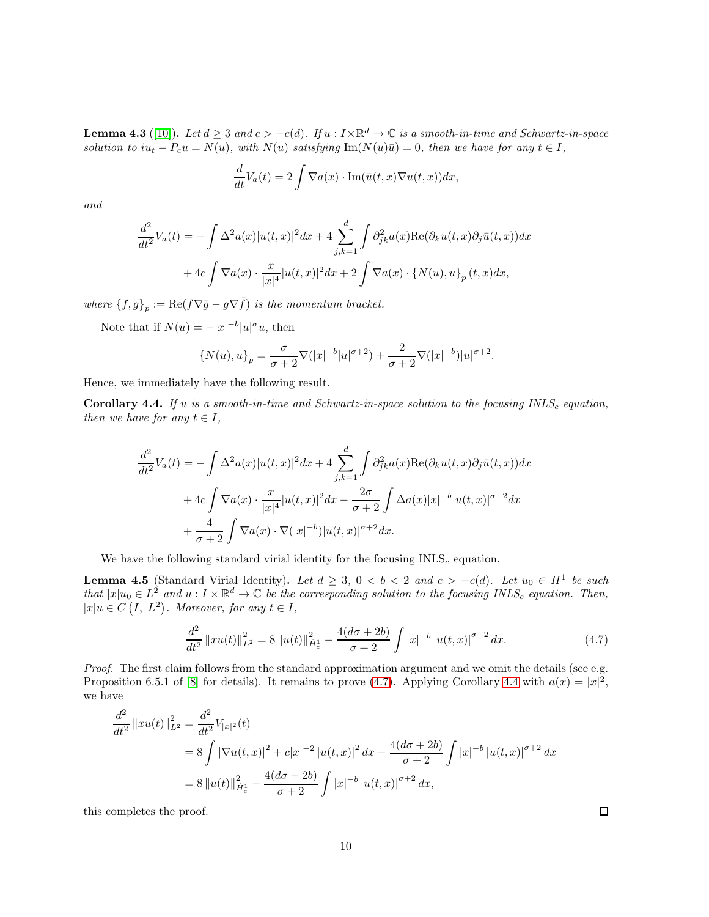**Lemma 4.3** ([10]). *Let $d \geq 3$ and $c > -c(d)$. If $u : I \times \mathbb{R}^d \to \mathbb{C}$ is a smooth-in-time and Schwartz-in-space solution to $iu_t - P_c u = N(u)$, with $N(u)$ satisfying $\mathrm{Im}(N(u)\bar{u}) = 0$, then we have for any $t \in I$,*

$$\frac{d}{dt}V_a(t) = 2\int \nabla a(x) \cdot \mathrm{Im}(\bar{u}(t,x)\nabla u(t,x))dx,$$

*and*

$$\begin{aligned}\frac{d^2}{dt^2}V_a(t) = &-\int \Delta^2 a(x)|u(t,x)|^2 dx + 4\sum_{j,k=1}^{d}\int \partial^2_{jk}a(x)\mathrm{Re}(\partial_k u(t,x)\partial_j \bar{u}(t,x))dx \\ &+ 4c\int \nabla a(x)\cdot \frac{x}{|x|^4}|u(t,x)|^2 dx + 2\int \nabla a(x)\cdot \{N(u),u\}_p(t,x)dx,\end{aligned}$$

*where $\{f,g\}_p := \mathrm{Re}(f\nabla\bar{g} - g\nabla\bar{f})$ is the momentum bracket.*

Note that if $N(u) = -|x|^{-b}|u|^\sigma u$, then

$$\{N(u),u\}_p = \frac{\sigma}{\sigma+2}\nabla(|x|^{-b}|u|^{\sigma+2}) + \frac{2}{\sigma+2}\nabla(|x|^{-b})|u|^{\sigma+2}.$$

Hence, we immediately have the following result.

**Corollary 4.4.** *If $u$ is a smooth-in-time and Schwartz-in-space solution to the focusing $\mathrm{INLS}_c$ equation, then we have for any $t \in I$,*

$$\begin{aligned}\frac{d^2}{dt^2}V_a(t) = &-\int \Delta^2 a(x)|u(t,x)|^2 dx + 4\sum_{j,k=1}^{d}\int \partial^2_{jk}a(x)\mathrm{Re}(\partial_k u(t,x)\partial_j \bar{u}(t,x))dx \\ &+ 4c\int \nabla a(x)\cdot \frac{x}{|x|^4}|u(t,x)|^2 dx - \frac{2\sigma}{\sigma+2}\int \Delta a(x)|x|^{-b}|u(t,x)|^{\sigma+2}dx \\ &+ \frac{4}{\sigma+2}\int \nabla a(x)\cdot\nabla(|x|^{-b})|u(t,x)|^{\sigma+2}dx.\end{aligned}$$

We have the following standard virial identity for the focusing $\mathrm{INLS}_c$ equation.

**Lemma 4.5** (Standard Virial Identity). *Let $d \geq 3$, $0 < b < 2$ and $c > -c(d)$. Let $u_0 \in H^1$ be such that $|x|u_0 \in L^2$ and $u : I \times \mathbb{R}^d \to \mathbb{C}$ be the corresponding solution to the focusing $\mathrm{INLS}_c$ equation. Then, $|x|u \in C(I,\ L^2)$. Moreover, for any $t \in I$,*

$$\frac{d^2}{dt^2}\|xu(t)\|^2_{L^2} = 8\|u(t)\|^2_{\dot{H}^1_c} - \frac{4(d\sigma+2b)}{\sigma+2}\int |x|^{-b}|u(t,x)|^{\sigma+2}dx. \tag{4.7}$$

*Proof.* The first claim follows from the standard approximation argument and we omit the details (see e.g. Proposition 6.5.1 of [8] for details). It remains to prove (4.7). Applying Corollary 4.4 with $a(x) = |x|^2$, we have

$$\begin{aligned}\frac{d^2}{dt^2}\|xu(t)\|^2_{L^2} &= \frac{d^2}{dt^2}V_{|x|^2}(t) \\ &= 8\int |\nabla u(t,x)|^2 + c|x|^{-2}|u(t,x)|^2 dx - \frac{4(d\sigma+2b)}{\sigma+2}\int |x|^{-b}|u(t,x)|^{\sigma+2}dx \\ &= 8\|u(t)\|^2_{\dot{H}^1_c} - \frac{4(d\sigma+2b)}{\sigma+2}\int |x|^{-b}|u(t,x)|^{\sigma+2}dx,\end{aligned}$$

this completes the proof. □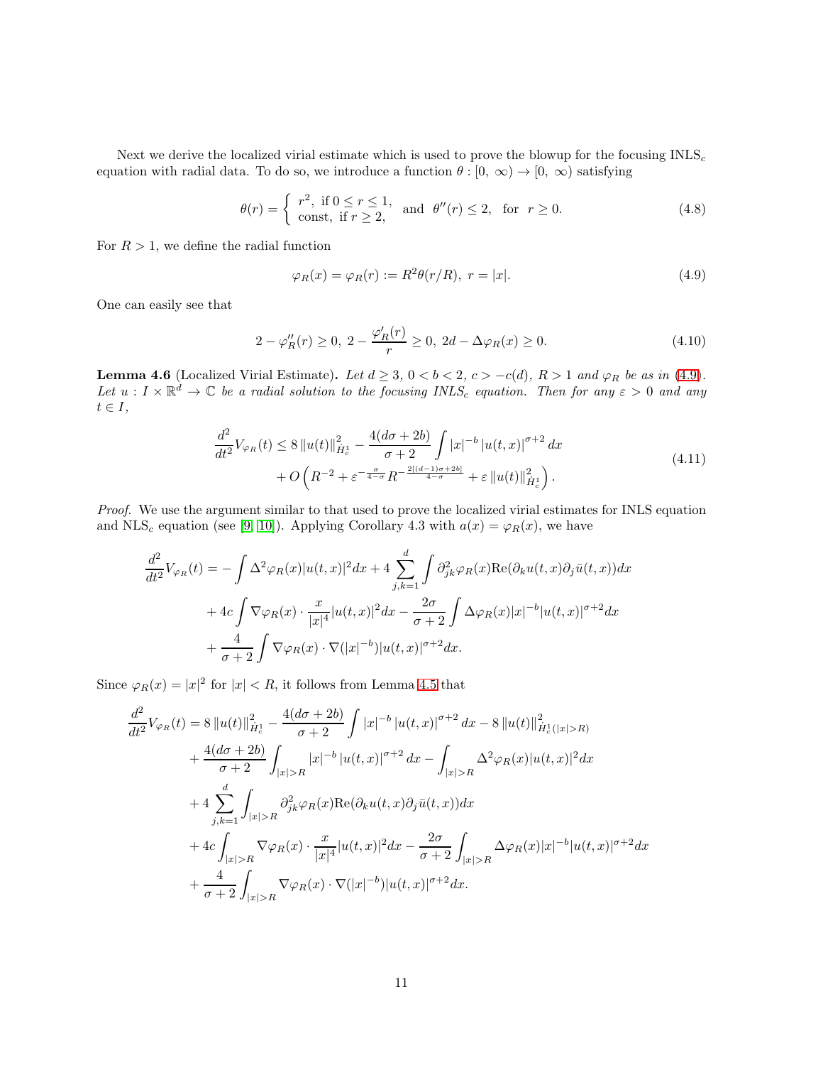Next we derive the localized virial estimate which is used to prove the blowup for the focusing INLS$_c$ equation with radial data. To do so, we introduce a function $\theta : [0,\ \infty) \to [0,\ \infty)$ satisfying

$$\theta(r) = \begin{cases} r^2, & \text{if } 0 \le r \le 1, \\ \text{const}, & \text{if } r \ge 2, \end{cases} \quad \text{and} \quad \theta''(r) \le 2, \quad \text{for} \quad r \ge 0. \tag{4.8}$$

For $R > 1$, we define the radial function

$$\varphi_R(x) = \varphi_R(r) := R^2 \theta(r/R),\ r = |x|. \tag{4.9}$$

One can easily see that

$$2 - \varphi_R''(r) \ge 0,\ 2 - \frac{\varphi_R'(r)}{r} \ge 0,\ 2d - \Delta\varphi_R(x) \ge 0. \tag{4.10}$$

**Lemma 4.6** (Localized Virial Estimate). *Let $d \ge 3$, $0 < b < 2$, $c > -c(d)$, $R > 1$ and $\varphi_R$ be as in (4.9). Let $u : I \times \mathbb{R}^d \to \mathbb{C}$ be a radial solution to the focusing INLS$_c$ equation. Then for any $\varepsilon > 0$ and any $t \in I$,*

$$\begin{aligned} \frac{d^2}{dt^2} V_{\varphi_R}(t) \le\ & 8 \|u(t)\|^2_{\dot{H}^1_c} - \frac{4(d\sigma + 2b)}{\sigma + 2} \int |x|^{-b} |u(t,x)|^{\sigma+2} dx \\ & + O\left( R^{-2} + \varepsilon^{-\frac{\sigma}{4-\sigma}} R^{-\frac{2[(d-1)\sigma + 2b]}{4-\sigma}} + \varepsilon \|u(t)\|^2_{\dot{H}^1_c} \right). \end{aligned} \tag{4.11}$$

*Proof.* We use the argument similar to that used to prove the localized virial estimates for INLS equation and NLS$_c$ equation (see [9, 10]). Applying Corollary 4.3 with $a(x) = \varphi_R(x)$, we have

$$\begin{aligned} \frac{d^2}{dt^2} V_{\varphi_R}(t) =\ & -\int \Delta^2 \varphi_R(x) |u(t,x)|^2 dx + 4 \sum_{j,k=1}^{d} \int \partial^2_{jk} \varphi_R(x) \mathrm{Re}(\partial_k u(t,x) \partial_j \bar{u}(t,x)) dx \\ & + 4c \int \nabla\varphi_R(x) \cdot \frac{x}{|x|^4} |u(t,x)|^2 dx - \frac{2\sigma}{\sigma+2} \int \Delta\varphi_R(x) |x|^{-b} |u(t,x)|^{\sigma+2} dx \\ & + \frac{4}{\sigma+2} \int \nabla\varphi_R(x) \cdot \nabla(|x|^{-b}) |u(t,x)|^{\sigma+2} dx. \end{aligned}$$

Since $\varphi_R(x) = |x|^2$ for $|x| < R$, it follows from Lemma 4.5 that

$$\begin{aligned} \frac{d^2}{dt^2} V_{\varphi_R}(t) =\ & 8 \|u(t)\|^2_{\dot{H}^1_c} - \frac{4(d\sigma + 2b)}{\sigma + 2} \int |x|^{-b} |u(t,x)|^{\sigma+2} dx - 8 \|u(t)\|^2_{\dot{H}^1_c(|x|>R)} \\ & + \frac{4(d\sigma + 2b)}{\sigma+2} \int_{|x|>R} |x|^{-b} |u(t,x)|^{\sigma+2} dx - \int_{|x|>R} \Delta^2 \varphi_R(x) |u(t,x)|^2 dx \\ & + 4 \sum_{j,k=1}^{d} \int_{|x|>R} \partial^2_{jk} \varphi_R(x) \mathrm{Re}(\partial_k u(t,x) \partial_j \bar{u}(t,x)) dx \\ & + 4c \int_{|x|>R} \nabla\varphi_R(x) \cdot \frac{x}{|x|^4} |u(t,x)|^2 dx - \frac{2\sigma}{\sigma+2} \int_{|x|>R} \Delta\varphi_R(x) |x|^{-b} |u(t,x)|^{\sigma+2} dx \\ & + \frac{4}{\sigma+2} \int_{|x|>R} \nabla\varphi_R(x) \cdot \nabla(|x|^{-b}) |u(t,x)|^{\sigma+2} dx. \end{aligned}$$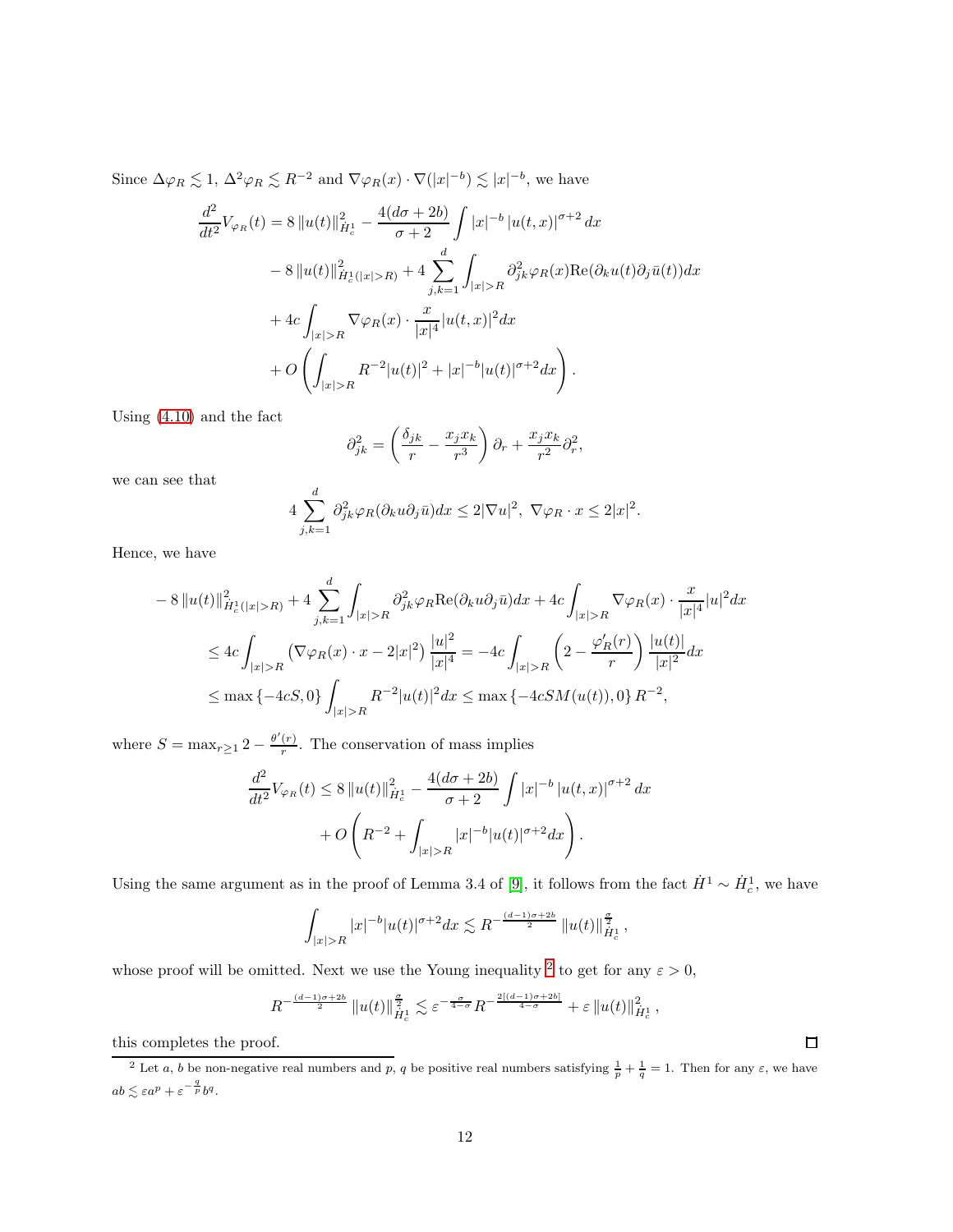Since $\Delta\varphi_R \lesssim 1$, $\Delta^2\varphi_R \lesssim R^{-2}$ and $\nabla\varphi_R(x)\cdot\nabla(|x|^{-b}) \lesssim |x|^{-b}$, we have

$$
\begin{aligned}
\frac{d^2}{dt^2}V_{\varphi_R}(t) &= 8\left\|u(t)\right\|^2_{\dot{H}^1_c} - \frac{4(d\sigma+2b)}{\sigma+2}\int |x|^{-b}\left|u(t,x)\right|^{\sigma+2}dx \\
&\quad - 8\left\|u(t)\right\|^2_{\dot{H}^1_c(|x|>R)} + 4\sum_{j,k=1}^{d}\int_{|x|>R}\partial^2_{jk}\varphi_R(x)\mathrm{Re}(\partial_k u(t)\partial_j\bar{u}(t))dx \\
&\quad + 4c\int_{|x|>R}\nabla\varphi_R(x)\cdot\frac{x}{|x|^4}|u(t,x)|^2dx \\
&\quad + O\left(\int_{|x|>R}R^{-2}|u(t)|^2 + |x|^{-b}|u(t)|^{\sigma+2}dx\right).
\end{aligned}
$$

Using (4.10) and the fact

$$
\partial^2_{jk} = \left(\frac{\delta_{jk}}{r} - \frac{x_jx_k}{r^3}\right)\partial_r + \frac{x_jx_k}{r^2}\partial_r^2,
$$

we can see that

$$
4\sum_{j,k=1}^{d}\partial^2_{jk}\varphi_R(\partial_k u\partial_j\bar{u})dx \le 2|\nabla u|^2,\ \nabla\varphi_R\cdot x \le 2|x|^2.
$$

Hence, we have

$$
\begin{aligned}
&- 8\left\|u(t)\right\|^2_{\dot{H}^1_c(|x|>R)} + 4\sum_{j,k=1}^{d}\int_{|x|>R}\partial^2_{jk}\varphi_R\mathrm{Re}(\partial_k u\partial_j\bar{u})dx + 4c\int_{|x|>R}\nabla\varphi_R(x)\cdot\frac{x}{|x|^4}|u|^2dx \\
&\le 4c\int_{|x|>R}\left(\nabla\varphi_R(x)\cdot x - 2|x|^2\right)\frac{|u|^2}{|x|^4} = -4c\int_{|x|>R}\left(2-\frac{\varphi_R'(r)}{r}\right)\frac{|u(t)|}{|x|^2}dx \\
&\le \max\left\{-4cS,0\right\}\int_{|x|>R}R^{-2}|u(t)|^2dx \le \max\left\{-4cSM(u(t)),0\right\}R^{-2},
\end{aligned}
$$

where $S = \max_{r\ge1}2-\frac{\theta'(r)}{r}$. The conservation of mass implies

$$
\begin{aligned}
\frac{d^2}{dt^2}V_{\varphi_R}(t) &\le 8\left\|u(t)\right\|^2_{\dot{H}^1_c} - \frac{4(d\sigma+2b)}{\sigma+2}\int |x|^{-b}\left|u(t,x)\right|^{\sigma+2}dx \\
&\quad + O\left(R^{-2} + \int_{|x|>R}|x|^{-b}|u(t)|^{\sigma+2}dx\right).
\end{aligned}
$$

Using the same argument as in the proof of Lemma 3.4 of [9], it follows from the fact $\dot{H}^1\sim\dot{H}^1_c$, we have

$$
\int_{|x|>R}|x|^{-b}|u(t)|^{\sigma+2}dx \lesssim R^{-\frac{(d-1)\sigma+2b}{2}}\left\|u(t)\right\|^{\frac{\sigma}{2}}_{\dot{H}^1_c},
$$

whose proof will be omitted. Next we use the Young inequality [2] to get for any $\varepsilon>0$,

$$
R^{-\frac{(d-1)\sigma+2b}{2}}\left\|u(t)\right\|^{\frac{\sigma}{2}}_{\dot{H}^1_c} \lesssim \varepsilon^{-\frac{\sigma}{4-\sigma}}R^{-\frac{2[(d-1)\sigma+2b]}{4-\sigma}} + \varepsilon\left\|u(t)\right\|^2_{\dot{H}^1_c},
$$

this completes the proof. ◻

[2] Let $a$, $b$ be non-negative real numbers and $p$, $q$ be positive real numbers satisfying $\frac{1}{p}+\frac{1}{q}=1$. Then for any $\varepsilon$, we have $ab \lesssim \varepsilon a^p + \varepsilon^{-\frac{q}{p}}b^q$.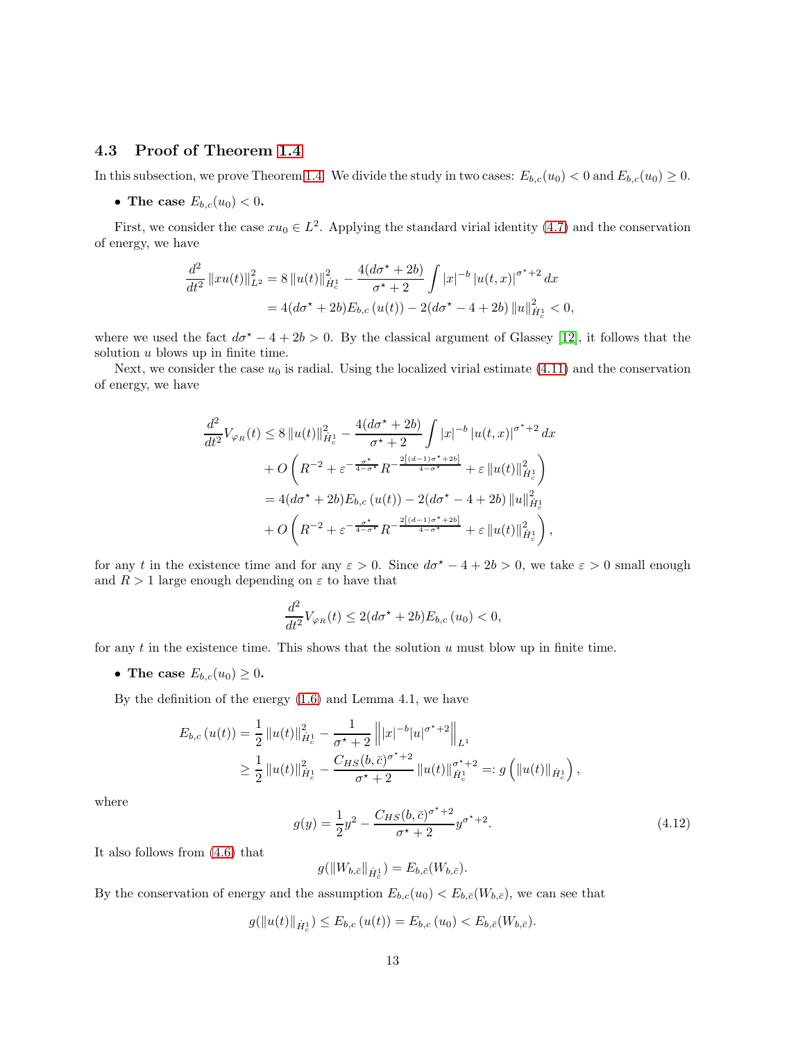### 4.3 Proof of Theorem 1.4

In this subsection, we prove Theorem 1.4. We divide the study in two cases: $E_{b,c}(u_0) < 0$ and $E_{b,c}(u_0) \geq 0$.

- **The case $E_{b,c}(u_0) < 0$.**

First, we consider the case $xu_0 \in L^2$. Applying the standard virial identity (4.7) and the conservation of energy, we have

$$
\begin{aligned}
\frac{d^2}{dt^2} \|xu(t)\|_{L^2}^2 &= 8 \|u(t)\|_{\dot{H}_c^1}^2 - \frac{4(d\sigma^\star + 2b)}{\sigma^\star + 2} \int |x|^{-b} |u(t,x)|^{\sigma^\star + 2} dx \\
&= 4(d\sigma^\star + 2b) E_{b,c}(u(t)) - 2(d\sigma^\star - 4 + 2b) \|u\|_{\dot{H}_c^1}^2 < 0,
\end{aligned}
$$

where we used the fact $d\sigma^\star - 4 + 2b > 0$. By the classical argument of Glassey [12], it follows that the solution $u$ blows up in finite time.

Next, we consider the case $u_0$ is radial. Using the localized virial estimate (4.11) and the conservation of energy, we have

$$
\begin{aligned}
\frac{d^2}{dt^2} V_{\varphi_R}(t) &\leq 8 \|u(t)\|_{\dot{H}_c^1}^2 - \frac{4(d\sigma^\star + 2b)}{\sigma^\star + 2} \int |x|^{-b} |u(t,x)|^{\sigma^\star + 2} dx \\
&\quad + O\left( R^{-2} + \varepsilon^{-\frac{\sigma^\star}{4-\sigma^\star}} R^{-\frac{2[(d-1)\sigma^\star + 2b]}{4-\sigma^\star}} + \varepsilon \|u(t)\|_{\dot{H}_c^1}^2 \right) \\
&= 4(d\sigma^\star + 2b) E_{b,c}(u(t)) - 2(d\sigma^\star - 4 + 2b) \|u\|_{\dot{H}_c^1}^2 \\
&\quad + O\left( R^{-2} + \varepsilon^{-\frac{\sigma^\star}{4-\sigma^\star}} R^{-\frac{2[(d-1)\sigma^\star + 2b]}{4-\sigma^\star}} + \varepsilon \|u(t)\|_{\dot{H}_c^1}^2 \right),
\end{aligned}
$$

for any $t$ in the existence time and for any $\varepsilon > 0$. Since $d\sigma^\star - 4 + 2b > 0$, we take $\varepsilon > 0$ small enough and $R > 1$ large enough depending on $\varepsilon$ to have that

$$
\frac{d^2}{dt^2} V_{\varphi_R}(t) \leq 2(d\sigma^\star + 2b) E_{b,c}(u_0) < 0,
$$

for any $t$ in the existence time. This shows that the solution $u$ must blow up in finite time.

- **The case $E_{b,c}(u_0) \geq 0$.**

By the definition of the energy (1.6) and Lemma 4.1, we have

$$
\begin{aligned}
E_{b,c}(u(t)) &= \frac{1}{2} \|u(t)\|_{\dot{H}_c^1}^2 - \frac{1}{\sigma^\star + 2} \left\| |x|^{-b} |u|^{\sigma^\star + 2} \right\|_{L^1} \\
&\geq \frac{1}{2} \|u(t)\|_{\dot{H}_c^1}^2 - \frac{C_{HS}(b,\bar{c})^{\sigma^\star + 2}}{\sigma^\star + 2} \|u(t)\|_{\dot{H}_c^1}^{\sigma^\star + 2} =: g\left( \|u(t)\|_{\dot{H}_c^1} \right),
\end{aligned}
$$

where

$$
g(y) = \frac{1}{2} y^2 - \frac{C_{HS}(b,\bar{c})^{\sigma^\star + 2}}{\sigma^\star + 2} y^{\sigma^\star + 2}. \tag{4.12}
$$

It also follows from (4.6) that

$$
g(\|W_{b,\bar{c}}\|_{\dot{H}_{\bar{c}}^1}) = E_{b,\bar{c}}(W_{b,\bar{c}}).
$$

By the conservation of energy and the assumption $E_{b,c}(u_0) < E_{b,\bar{c}}(W_{b,\bar{c}})$, we can see that

$$
g(\|u(t)\|_{\dot{H}_c^1}) \leq E_{b,c}(u(t)) = E_{b,c}(u_0) < E_{b,\bar{c}}(W_{b,\bar{c}}).
$$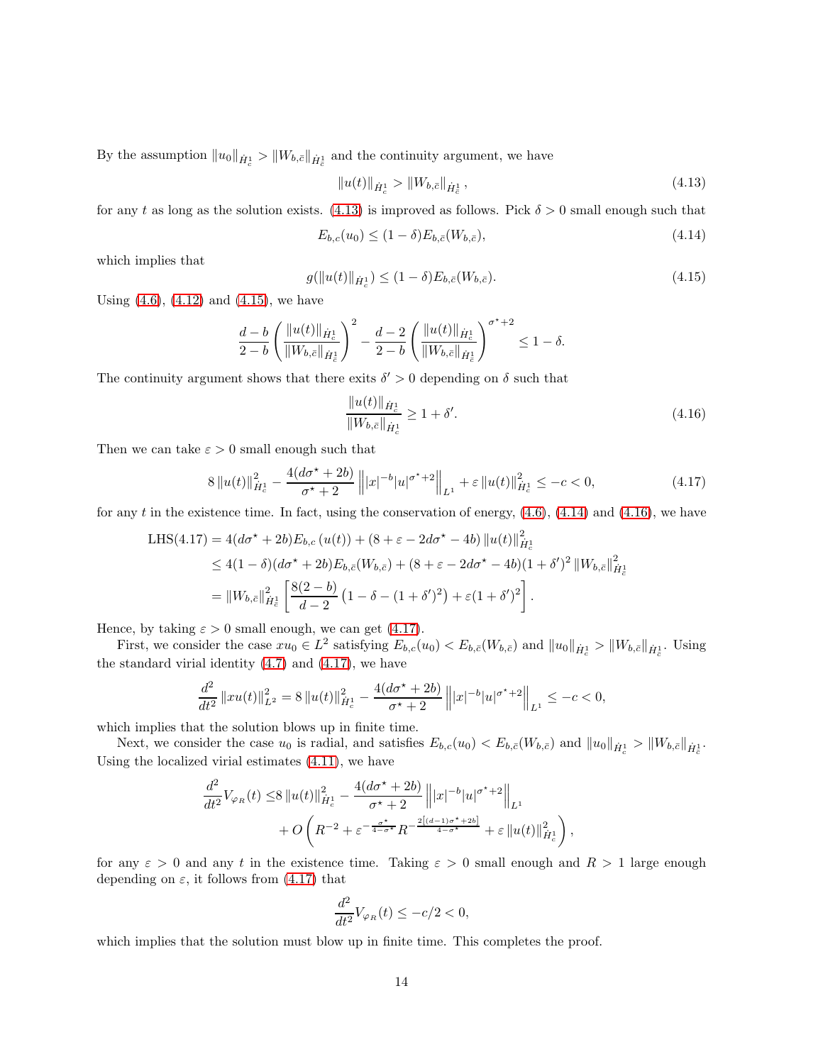By the assumption $\|u_0\|_{\dot{H}^1_c} > \|W_{b,\bar{c}}\|_{\dot{H}^1_{\bar{c}}}$ and the continuity argument, we have

$$
\|u(t)\|_{\dot{H}^1_c} > \|W_{b,\bar{c}}\|_{\dot{H}^1_{\bar{c}}}, \tag{4.13}
$$

for any $t$ as long as the solution exists. (4.13) is improved as follows. Pick $\delta > 0$ small enough such that

$$
E_{b,c}(u_0) \leq (1-\delta) E_{b,\bar{c}}(W_{b,\bar{c}}), \tag{4.14}
$$

which implies that

$$
g(\|u(t)\|_{\dot{H}^1_c}) \leq (1-\delta) E_{b,\bar{c}}(W_{b,\bar{c}}). \tag{4.15}
$$

Using (4.6), (4.12) and (4.15), we have

$$
\frac{d-b}{2-b}\left(\frac{\|u(t)\|_{\dot{H}^1_c}}{\|W_{b,\bar{c}}\|_{\dot{H}^1_{\bar{c}}}}\right)^2 - \frac{d-2}{2-b}\left(\frac{\|u(t)\|_{\dot{H}^1_c}}{\|W_{b,\bar{c}}\|_{\dot{H}^1_{\bar{c}}}}\right)^{\sigma^\star+2} \leq 1-\delta.
$$

The continuity argument shows that there exits $\delta' > 0$ depending on $\delta$ such that

$$
\frac{\|u(t)\|_{\dot{H}^1_c}}{\|W_{b,\bar{c}}\|_{\dot{H}^1_c}} \geq 1+\delta'. \tag{4.16}
$$

Then we can take $\varepsilon > 0$ small enough such that

$$
8\|u(t)\|_{\dot{H}^1_c}^2 - \frac{4(d\sigma^\star+2b)}{\sigma^\star+2}\left\||x|^{-b}|u|^{\sigma^\star+2}\right\|_{L^1} + \varepsilon\|u(t)\|_{\dot{H}^1_c}^2 \leq -c < 0, \tag{4.17}
$$

for any $t$ in the existence time. In fact, using the conservation of energy, (4.6), (4.14) and (4.16), we have

$$
\begin{aligned}
\text{LHS(4.17)} &= 4(d\sigma^\star+2b)E_{b,c}(u(t)) + (8+\varepsilon-2d\sigma^\star-4b)\|u(t)\|_{\dot{H}^1_c}^2 \\
&\leq 4(1-\delta)(d\sigma^\star+2b)E_{b,\bar{c}}(W_{b,\bar{c}}) + (8+\varepsilon-2d\sigma^\star-4b)(1+\delta')^2\|W_{b,\bar{c}}\|_{\dot{H}^1_{\bar{c}}}^2 \\
&= \|W_{b,\bar{c}}\|_{\dot{H}^1_{\bar{c}}}^2\left[\frac{8(2-b)}{d-2}\left(1-\delta-(1+\delta')^2\right) + \varepsilon(1+\delta')^2\right].
\end{aligned}
$$

Hence, by taking $\varepsilon > 0$ small enough, we can get (4.17).

First, we consider the case $xu_0 \in L^2$ satisfying $E_{b,c}(u_0) < E_{b,\bar{c}}(W_{b,\bar{c}})$ and $\|u_0\|_{\dot{H}^1_c} > \|W_{b,\bar{c}}\|_{\dot{H}^1_{\bar{c}}}$. Using the standard virial identity (4.7) and (4.17), we have

$$
\frac{d^2}{dt^2}\|xu(t)\|_{L^2}^2 = 8\|u(t)\|_{\dot{H}^1_c}^2 - \frac{4(d\sigma^\star+2b)}{\sigma^\star+2}\left\||x|^{-b}|u|^{\sigma^\star+2}\right\|_{L^1} \leq -c < 0,
$$

which implies that the solution blows up in finite time.

Next, we consider the case $u_0$ is radial, and satisfies $E_{b,c}(u_0) < E_{b,\bar{c}}(W_{b,\bar{c}})$ and $\|u_0\|_{\dot{H}^1_c} > \|W_{b,\bar{c}}\|_{\dot{H}^1_{\bar{c}}}$. Using the localized virial estimates (4.11), we have

$$
\begin{aligned}
\frac{d^2}{dt^2}V_{\varphi_R}(t) \leq & 8\|u(t)\|_{\dot{H}^1_c}^2 - \frac{4(d\sigma^\star+2b)}{\sigma^\star+2}\left\||x|^{-b}|u|^{\sigma^\star+2}\right\|_{L^1} \\
&+ O\left(R^{-2} + \varepsilon^{-\frac{\sigma^\star}{4-\sigma^\star}}R^{-\frac{2[(d-1)\sigma^\star+2b]}{4-\sigma^\star}} + \varepsilon\|u(t)\|_{\dot{H}^1_c}^2\right),
\end{aligned}
$$

for any $\varepsilon > 0$ and any $t$ in the existence time. Taking $\varepsilon > 0$ small enough and $R > 1$ large enough depending on $\varepsilon$, it follows from (4.17) that

$$
\frac{d^2}{dt^2}V_{\varphi_R}(t) \leq -c/2 < 0,
$$

which implies that the solution must blow up in finite time. This completes the proof.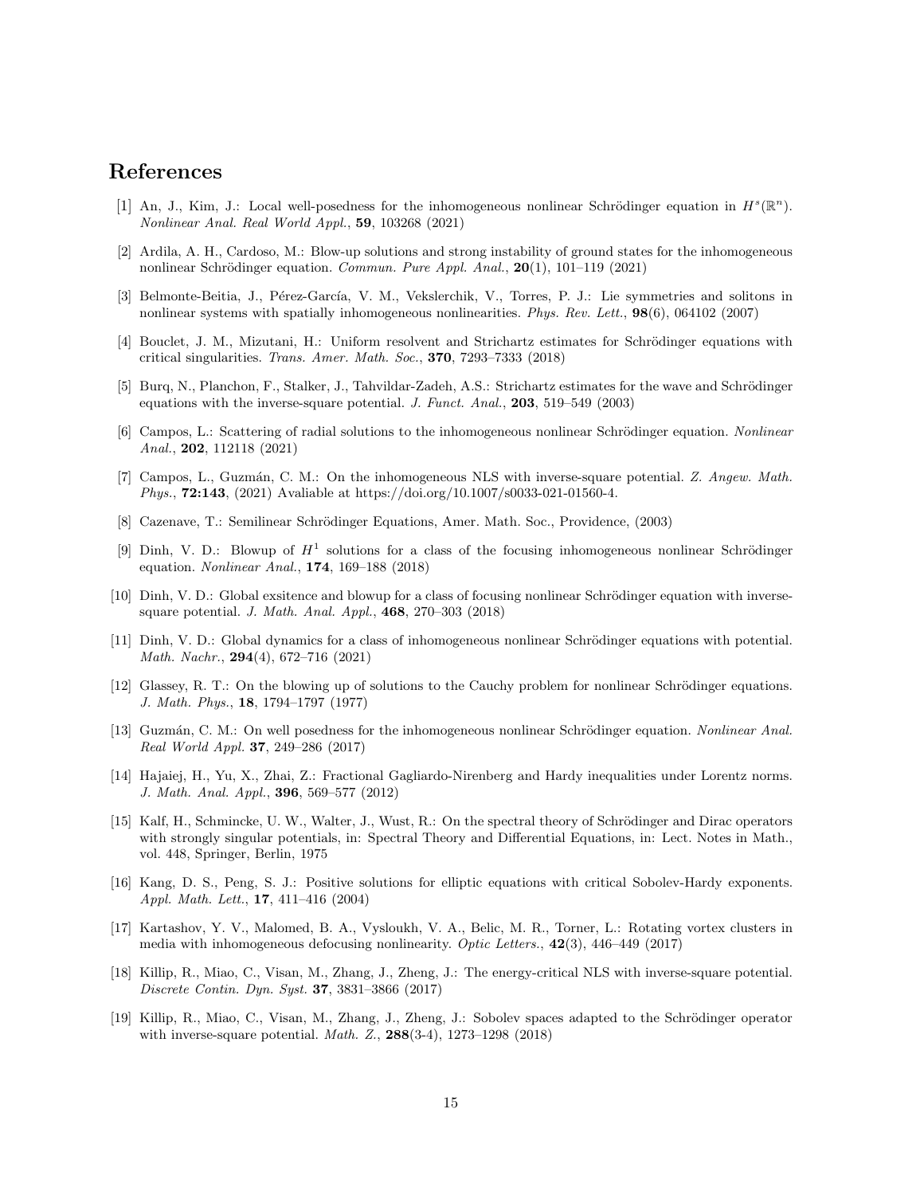## References

[1] An, J., Kim, J.: Local well-posedness for the inhomogeneous nonlinear Schrödinger equation in $H^s(\mathbb{R}^n)$. *Nonlinear Anal. Real World Appl.*, **59**, 103268 (2021)

[2] Ardila, A. H., Cardoso, M.: Blow-up solutions and strong instability of ground states for the inhomogeneous nonlinear Schrödinger equation. *Commun. Pure Appl. Anal.*, **20**(1), 101–119 (2021)

[3] Belmonte-Beitia, J., Pérez-García, V. M., Vekslerchik, V., Torres, P. J.: Lie symmetries and solitons in nonlinear systems with spatially inhomogeneous nonlinearities. *Phys. Rev. Lett.*, **98**(6), 064102 (2007)

[4] Bouclet, J. M., Mizutani, H.: Uniform resolvent and Strichartz estimates for Schrödinger equations with critical singularities. *Trans. Amer. Math. Soc.*, **370**, 7293–7333 (2018)

[5] Burq, N., Planchon, F., Stalker, J., Tahvildar-Zadeh, A.S.: Strichartz estimates for the wave and Schrödinger equations with the inverse-square potential. *J. Funct. Anal.*, **203**, 519–549 (2003)

[6] Campos, L.: Scattering of radial solutions to the inhomogeneous nonlinear Schrödinger equation. *Nonlinear Anal.*, **202**, 112118 (2021)

[7] Campos, L., Guzmán, C. M.: On the inhomogeneous NLS with inverse-square potential. *Z. Angew. Math. Phys.*, **72:143**, (2021) Avaliable at https://doi.org/10.1007/s0033-021-01560-4.

[8] Cazenave, T.: Semilinear Schrödinger Equations, Amer. Math. Soc., Providence, (2003)

[9] Dinh, V. D.: Blowup of $H^1$ solutions for a class of the focusing inhomogeneous nonlinear Schrödinger equation. *Nonlinear Anal.*, **174**, 169–188 (2018)

[10] Dinh, V. D.: Global exsitence and blowup for a class of focusing nonlinear Schrödinger equation with inverse-square potential. *J. Math. Anal. Appl.*, **468**, 270–303 (2018)

[11] Dinh, V. D.: Global dynamics for a class of inhomogeneous nonlinear Schrödinger equations with potential. *Math. Nachr.*, **294**(4), 672–716 (2021)

[12] Glassey, R. T.: On the blowing up of solutions to the Cauchy problem for nonlinear Schrödinger equations. *J. Math. Phys.*, **18**, 1794–1797 (1977)

[13] Guzmán, C. M.: On well posedness for the inhomogeneous nonlinear Schrödinger equation. *Nonlinear Anal. Real World Appl.* **37**, 249–286 (2017)

[14] Hajaiej, H., Yu, X., Zhai, Z.: Fractional Gagliardo-Nirenberg and Hardy inequalities under Lorentz norms. *J. Math. Anal. Appl.*, **396**, 569–577 (2012)

[15] Kalf, H., Schmincke, U. W., Walter, J., Wust, R.: On the spectral theory of Schrödinger and Dirac operators with strongly singular potentials, in: Spectral Theory and Differential Equations, in: Lect. Notes in Math., vol. 448, Springer, Berlin, 1975

[16] Kang, D. S., Peng, S. J.: Positive solutions for elliptic equations with critical Sobolev-Hardy exponents. *Appl. Math. Lett.*, **17**, 411–416 (2004)

[17] Kartashov, Y. V., Malomed, B. A., Vysloukh, V. A., Belic, M. R., Torner, L.: Rotating vortex clusters in media with inhomogeneous defocusing nonlinearity. *Optic Letters.*, **42**(3), 446–449 (2017)

[18] Killip, R., Miao, C., Visan, M., Zhang, J., Zheng, J.: The energy-critical NLS with inverse-square potential. *Discrete Contin. Dyn. Syst.* **37**, 3831–3866 (2017)

[19] Killip, R., Miao, C., Visan, M., Zhang, J., Zheng, J.: Sobolev spaces adapted to the Schrödinger operator with inverse-square potential. *Math. Z.*, **288**(3-4), 1273–1298 (2018)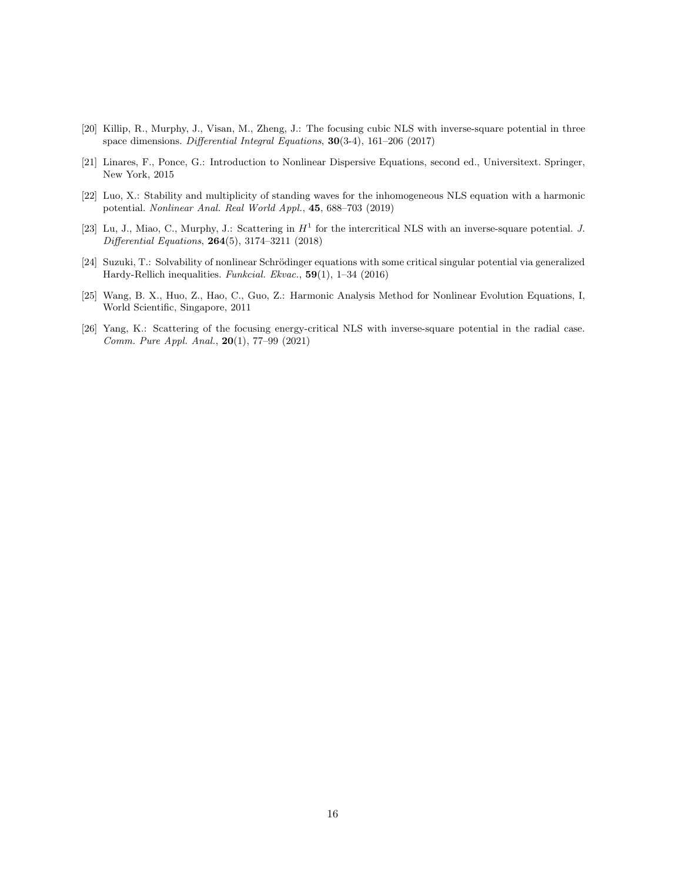[20] Killip, R., Murphy, J., Visan, M., Zheng, J.: The focusing cubic NLS with inverse-square potential in three space dimensions. *Differential Integral Equations*, **30**(3-4), 161–206 (2017)

[21] Linares, F., Ponce, G.: Introduction to Nonlinear Dispersive Equations, second ed., Universitext. Springer, New York, 2015

[22] Luo, X.: Stability and multiplicity of standing waves for the inhomogeneous NLS equation with a harmonic potential. *Nonlinear Anal. Real World Appl.*, **45**, 688–703 (2019)

[23] Lu, J., Miao, C., Murphy, J.: Scattering in $H^1$ for the intercritical NLS with an inverse-square potential. *J. Differential Equations*, **264**(5), 3174–3211 (2018)

[24] Suzuki, T.: Solvability of nonlinear Schrödinger equations with some critical singular potential via generalized Hardy-Rellich inequalities. *Funkcial. Ekvac.*, **59**(1), 1–34 (2016)

[25] Wang, B. X., Huo, Z., Hao, C., Guo, Z.: Harmonic Analysis Method for Nonlinear Evolution Equations, I, World Scientific, Singapore, 2011

[26] Yang, K.: Scattering of the focusing energy-critical NLS with inverse-square potential in the radial case. *Comm. Pure Appl. Anal.*, **20**(1), 77–99 (2021)